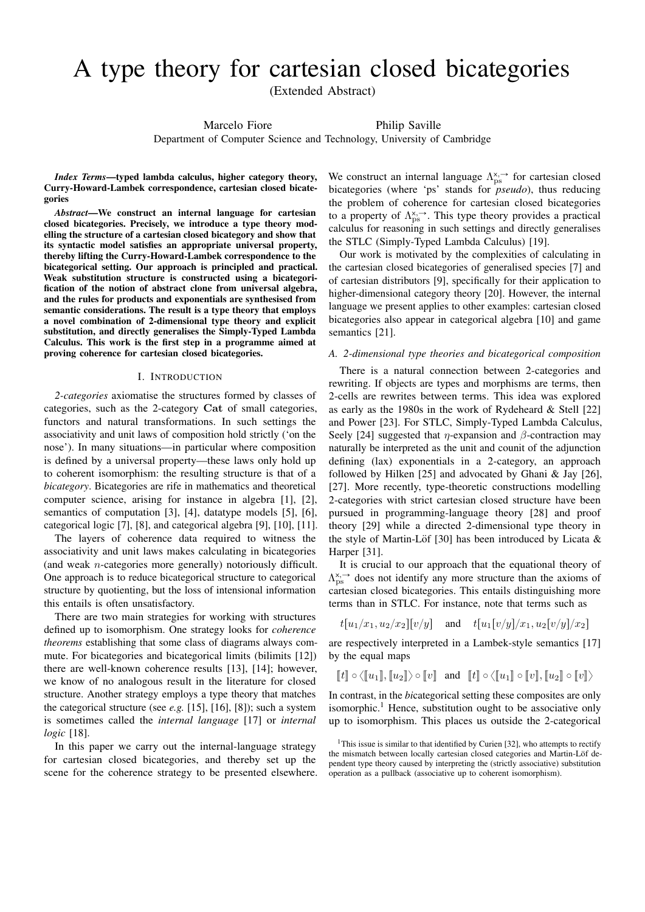# A type theory for cartesian closed bicategories

(Extended Abstract)

Marcelo Fiore  Philip Saville

Department of Computer Science and Technology, University of Cambridge

***Index Terms*—typed lambda calculus, higher category theory, Curry-Howard-Lambek correspondence, cartesian closed bicategories**

***Abstract*—We construct an internal language for cartesian closed bicategories. Precisely, we introduce a type theory modelling the structure of a cartesian closed bicategory and show that its syntactic model satisfies an appropriate universal property, thereby lifting the Curry-Howard-Lambek correspondence to the bicategorical setting. Our approach is principled and practical. Weak substitution structure is constructed using a bicategorification of the notion of abstract clone from universal algebra, and the rules for products and exponentials are synthesised from semantic considerations. The result is a type theory that employs a novel combination of 2-dimensional type theory and explicit substitution, and directly generalises the Simply-Typed Lambda Calculus. This work is the first step in a programme aimed at proving coherence for cartesian closed bicategories.**

## I. Introduction

*2-categories* axiomatise the structures formed by classes of categories, such as the 2-category **Cat** of small categories, functors and natural transformations. In such settings the associativity and unit laws of composition hold strictly ('on the nose'). In many situations—in particular where composition is defined by a universal property—these laws only hold up to coherent isomorphism: the resulting structure is that of a *bicategory*. Bicategories are rife in mathematics and theoretical computer science, arising for instance in algebra [1], [2], semantics of computation [3], [4], datatype models [5], [6], categorical logic [7], [8], and categorical algebra [9], [10], [11].

The layers of coherence data required to witness the associativity and unit laws makes calculating in bicategories (and weak $n$-categories more generally) notoriously difficult. One approach is to reduce bicategorical structure to categorical structure by quotienting, but the loss of intensional information this entails is often unsatisfactory.

There are two main strategies for working with structures defined up to isomorphism. One strategy looks for *coherence theorems* establishing that some class of diagrams always commute. For bicategories and bicategorical limits (bilimits [12]) there are well-known coherence results [13], [14]; however, we know of no analogous result in the literature for closed structure. Another strategy employs a type theory that matches the categorical structure (see *e.g.* [15], [16], [8]); such a system is sometimes called the *internal language* [17] or *internal logic* [18].

In this paper we carry out the internal-language strategy for cartesian closed bicategories, and thereby set up the scene for the coherence strategy to be presented elsewhere. We construct an internal language $\Lambda_{\mathrm{ps}}^{\times,\to}$ for cartesian closed bicategories (where 'ps' stands for *pseudo*), thus reducing the problem of coherence for cartesian closed bicategories to a property of $\Lambda_{\mathrm{ps}}^{\times,\to}$. This type theory provides a practical calculus for reasoning in such settings and directly generalises the STLC (Simply-Typed Lambda Calculus) [19].

Our work is motivated by the complexities of calculating in the cartesian closed bicategories of generalised species [7] and of cartesian distributors [9], specifically for their application to higher-dimensional category theory [20]. However, the internal language we present applies to other examples: cartesian closed bicategories also appear in categorical algebra [10] and game semantics [21].

### *A. 2-dimensional type theories and bicategorical composition*

There is a natural connection between 2-categories and rewriting. If objects are types and morphisms are terms, then 2-cells are rewrites between terms. This idea was explored as early as the 1980s in the work of Rydeheard & Stell [22] and Power [23]. For STLC, Simply-Typed Lambda Calculus, Seely [24] suggested that $\eta$-expansion and $\beta$-contraction may naturally be interpreted as the unit and counit of the adjunction defining (lax) exponentials in a 2-category, an approach followed by Hilken [25] and advocated by Ghani & Jay [26], [27]. More recently, type-theoretic constructions modelling 2-categories with strict cartesian closed structure have been pursued in programming-language theory [28] and proof theory [29] while a directed 2-dimensional type theory in the style of Martin-Löf [30] has been introduced by Licata & Harper [31].

It is crucial to our approach that the equational theory of $\Lambda_{\mathrm{ps}}^{\times,\to}$ does not identify any more structure than the axioms of cartesian closed bicategories. This entails distinguishing more terms than in STLC. For instance, note that terms such as

$$t[u_1/x_1, u_2/x_2][v/y] \quad \text{and} \quad t[u_1[v/y]/x_1, u_2[v/y]/x_2]$$

are respectively interpreted in a Lambek-style semantics [17] by the equal maps

$$[\![t]\!] \circ \langle [\![u_1]\!], [\![u_2]\!] \rangle \circ [\![v]\!] \quad \text{and} \quad [\![t]\!] \circ \langle [\![u_1]\!] \circ [\![v]\!], [\![u_2]\!] \circ [\![v]\!] \rangle$$

In contrast, in the *bi*categorical setting these composites are only isomorphic.[1] Hence, substitution ought to be associative only up to isomorphism. This places us outside the 2-categorical

[1] This issue is similar to that identified by Curien [32], who attempts to rectify the mismatch between locally cartesian closed categories and Martin-Löf dependent type theory caused by interpreting the (strictly associative) substitution operation as a pullback (associative up to coherent isomorphism).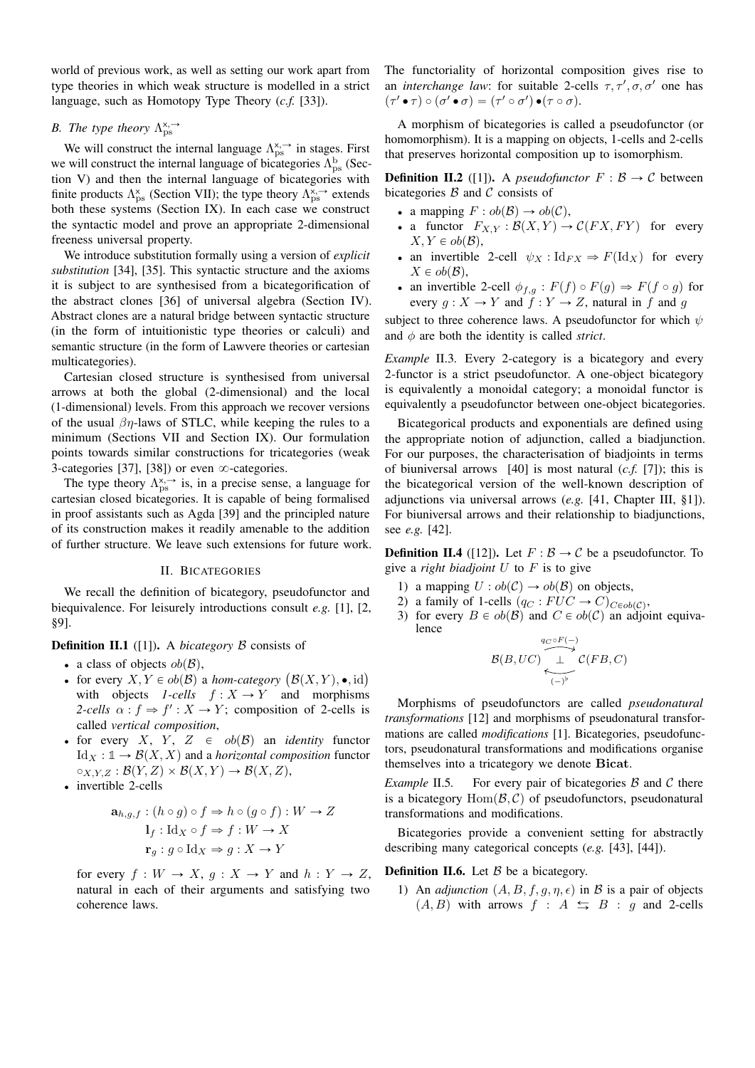world of previous work, as well as setting our work apart from type theories in which weak structure is modelled in a strict language, such as Homotopy Type Theory (*c.f.* [33]).

### B. The type theory $\Lambda^{\times,\to}_{\mathrm{ps}}$

We will construct the internal language $\Lambda^{\times,\to}_{\mathrm{ps}}$ in stages. First we will construct the internal language of bicategories $\Lambda^{\mathrm{b}}_{\mathrm{ps}}$ (Section V) and then the internal language of bicategories with finite products $\Lambda^{\times}_{\mathrm{ps}}$ (Section VII); the type theory $\Lambda^{\times,\to}_{\mathrm{ps}}$ extends both these systems (Section IX). In each case we construct the syntactic model and prove an appropriate 2-dimensional freeness universal property.

We introduce substitution formally using a version of *explicit substitution* [34], [35]. This syntactic structure and the axioms it is subject to are synthesised from a bicategorification of the abstract clones [36] of universal algebra (Section IV). Abstract clones are a natural bridge between syntactic structure (in the form of intuitionistic type theories or calculi) and semantic structure (in the form of Lawvere theories or cartesian multicategories).

Cartesian closed structure is synthesised from universal arrows at both the global (2-dimensional) and the local (1-dimensional) levels. From this approach we recover versions of the usual $\beta\eta$-laws of STLC, while keeping the rules to a minimum (Sections VII and Section IX). Our formulation points towards similar constructions for tricategories (weak 3-categories [37], [38]) or even $\infty$-categories.

The type theory $\Lambda^{\times,\to}_{\mathrm{ps}}$ is, in a precise sense, a language for cartesian closed bicategories. It is capable of being formalised in proof assistants such as Agda [39] and the principled nature of its construction makes it readily amenable to the addition of further structure. We leave such extensions for future work.

## II. Bicategories

We recall the definition of bicategory, pseudofunctor and biequivalence. For leisurely introductions consult *e.g.* [1], [2, §9].

**Definition II.1** ([1]). A *bicategory* $\mathcal{B}$ consists of

- a class of objects $ob(\mathcal{B})$,
- for every $X, Y \in ob(\mathcal{B})$ a *hom-category* $(\mathcal{B}(X,Y), \bullet, \mathrm{id})$ with objects *1-cells* $f : X \to Y$ and morphisms *2-cells* $\alpha : f \Rightarrow f' : X \to Y$; composition of 2-cells is called *vertical composition*,
- for every $X$, $Y$, $Z \in ob(\mathcal{B})$ an *identity* functor $\mathrm{Id}_X : \mathbb{1} \to \mathcal{B}(X,X)$ and a *horizontal composition* functor $\circ_{X,Y,Z} : \mathcal{B}(Y,Z) \times \mathcal{B}(X,Y) \to \mathcal{B}(X,Z)$,
- invertible 2-cells

$$\mathbf{a}_{h,g,f} : (h \circ g) \circ f \Rightarrow h \circ (g \circ f) : W \to Z$$
$$\mathbf{l}_f : \mathrm{Id}_X \circ f \Rightarrow f : W \to X$$
$$\mathbf{r}_g : g \circ \mathrm{Id}_X \Rightarrow g : X \to Y$$

  for every $f : W \to X$, $g : X \to Y$ and $h : Y \to Z$, natural in each of their arguments and satisfying two coherence laws.

The functoriality of horizontal composition gives rise to an *interchange law*: for suitable 2-cells $\tau, \tau', \sigma, \sigma'$ one has $(\tau' \bullet \tau) \circ (\sigma' \bullet \sigma) = (\tau' \circ \sigma') \bullet (\tau \circ \sigma)$.

A morphism of bicategories is called a pseudofunctor (or homomorphism). It is a mapping on objects, 1-cells and 2-cells that preserves horizontal composition up to isomorphism.

**Definition II.2** ([1]). A *pseudofunctor* $F : \mathcal{B} \to \mathcal{C}$ between bicategories $\mathcal{B}$ and $\mathcal{C}$ consists of

- a mapping $F : ob(\mathcal{B}) \to ob(\mathcal{C})$,
- a functor $F_{X,Y} : \mathcal{B}(X,Y) \to \mathcal{C}(FX, FY)$ for every $X, Y \in ob(\mathcal{B})$,
- an invertible 2-cell $\psi_X : \mathrm{Id}_{FX} \Rightarrow F(\mathrm{Id}_X)$ for every $X \in ob(\mathcal{B})$,
- an invertible 2-cell $\phi_{f,g} : F(f) \circ F(g) \Rightarrow F(f \circ g)$ for every $g : X \to Y$ and $f : Y \to Z$, natural in $f$ and $g$

subject to three coherence laws. A pseudofunctor for which $\psi$ and $\phi$ are both the identity is called *strict*.

*Example* II.3. Every 2-category is a bicategory and every 2-functor is a strict pseudofunctor. A one-object bicategory is equivalently a monoidal category; a monoidal functor is equivalently a pseudofunctor between one-object bicategories.

Bicategorical products and exponentials are defined using the appropriate notion of adjunction, called a biadjunction. For our purposes, the characterisation of biadjoints in terms of biuniversal arrows [40] is most natural (*c.f.* [7]); this is the bicategorical version of the well-known description of adjunctions via universal arrows (*e.g.* [41, Chapter III, §1]). For biuniversal arrows and their relationship to biadjunctions, see *e.g.* [42].

**Definition II.4** ([12]). Let $F : \mathcal{B} \to \mathcal{C}$ be a pseudofunctor. To give a *right biadjoint* $U$ to $F$ is to give

1) a mapping $U : ob(\mathcal{C}) \to ob(\mathcal{B})$ on objects,
2) a family of 1-cells $(q_C : FUC \to C)_{C \in ob(\mathcal{C})}$,
3) for every $B \in ob(\mathcal{B})$ and $C \in ob(\mathcal{C})$ an adjoint equivalence

$$\mathcal{B}(B, UC) \underset{(-)^\flat}{\overset{q_C \circ F(-)}{\underset{\longleftarrow}{\overset{\longrightarrow}{\perp}}}} \mathcal{C}(FB, C)$$

Morphisms of pseudofunctors are called *pseudonatural transformations* [12] and morphisms of pseudonatural transformations are called *modifications* [1]. Bicategories, pseudofunctors, pseudonatural transformations and modifications organise themselves into a tricategory we denote $\mathbf{Bicat}$.

*Example* II.5. For every pair of bicategories $\mathcal{B}$ and $\mathcal{C}$ there is a bicategory $\mathrm{Hom}(\mathcal{B}, \mathcal{C})$ of pseudofunctors, pseudonatural transformations and modifications.

Bicategories provide a convenient setting for abstractly describing many categorical concepts (*e.g.* [43], [44]).

**Definition II.6.** Let $\mathcal{B}$ be a bicategory.

1) An *adjunction* $(A, B, f, g, \eta, \epsilon)$ in $\mathcal{B}$ is a pair of objects $(A, B)$ with arrows $f : A \leftrightarrows B : g$ and 2-cells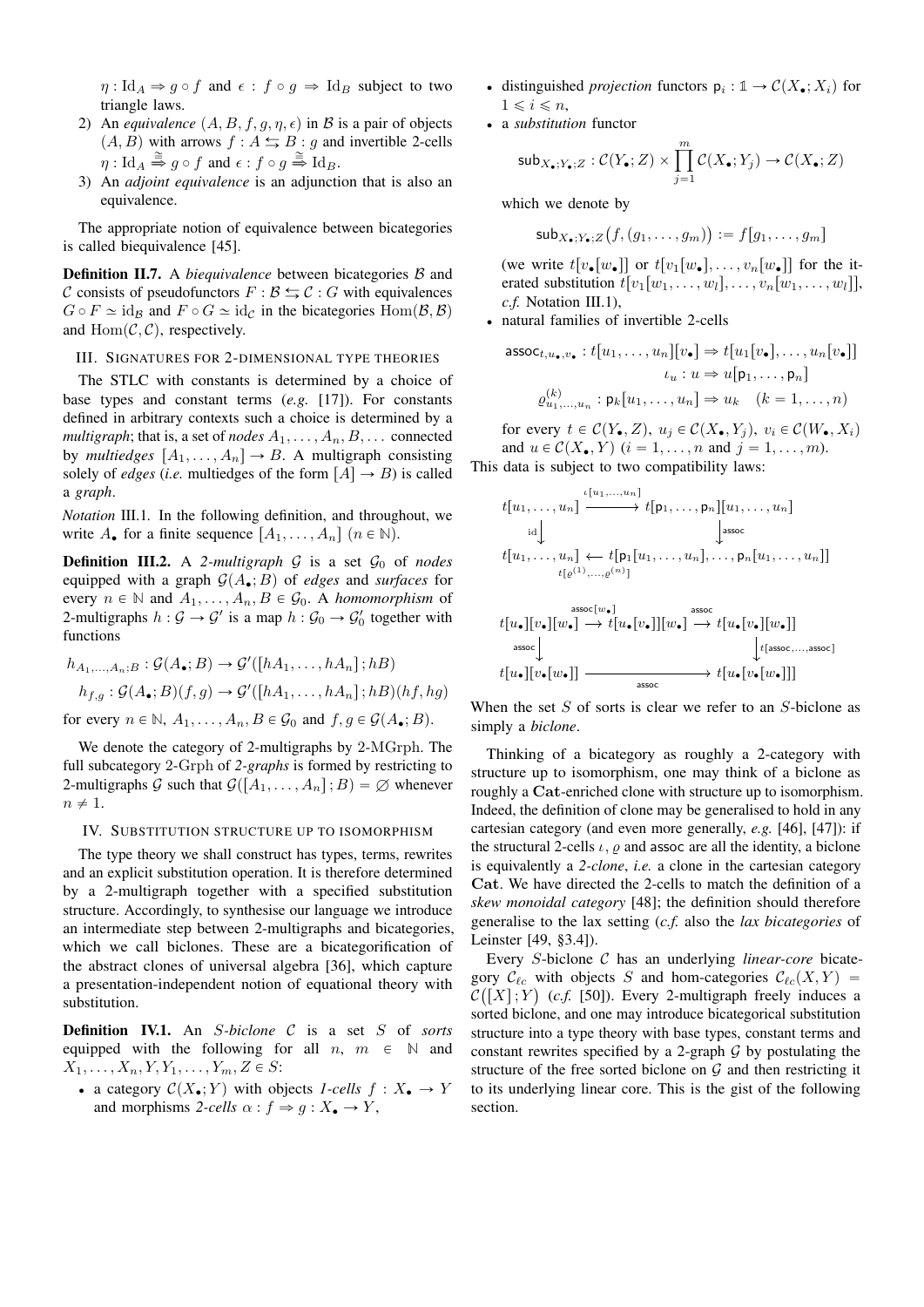$\eta : \mathrm{Id}_A \Rightarrow g \circ f$ and $\epsilon : f \circ g \Rightarrow \mathrm{Id}_B$ subject to two triangle laws.

2) An *equivalence* $(A, B, f, g, \eta, \epsilon)$ in $\mathcal{B}$ is a pair of objects $(A, B)$ with arrows $f : A \leftrightarrows B : g$ and invertible 2-cells $\eta : \mathrm{Id}_A \overset{\cong}{\Rightarrow} g \circ f$ and $\epsilon : f \circ g \overset{\cong}{\Rightarrow} \mathrm{Id}_B$.
3) An *adjoint equivalence* is an adjunction that is also an equivalence.

The appropriate notion of equivalence between bicategories is called biequivalence [45].

**Definition II.7.** A *biequivalence* between bicategories $\mathcal{B}$ and $\mathcal{C}$ consists of pseudofunctors $F : \mathcal{B} \leftrightarrows \mathcal{C} : G$ with equivalences $G \circ F \simeq \mathrm{id}_{\mathcal{B}}$ and $F \circ G \simeq \mathrm{id}_{\mathcal{C}}$ in the bicategories $\mathrm{Hom}(\mathcal{B}, \mathcal{B})$ and $\mathrm{Hom}(\mathcal{C}, \mathcal{C})$, respectively.

## III. Signatures for 2-dimensional type theories

The STLC with constants is determined by a choice of base types and constant terms (*e.g.* [17]). For constants defined in arbitrary contexts such a choice is determined by a *multigraph*; that is, a set of *nodes* $A_1, \ldots, A_n, B, \ldots$ connected by *multiedges* $[A_1, \ldots, A_n] \to B$. A multigraph consisting solely of *edges* (*i.e.* multiedges of the form $[A] \to B$) is called a *graph*.

*Notation* III.1. In the following definition, and throughout, we write $A_\bullet$ for a finite sequence $[A_1, \ldots, A_n]$ ($n \in \mathbb{N}$).

**Definition III.2.** A *2-multigraph* $\mathcal{G}$ is a set $\mathcal{G}_0$ of *nodes* equipped with a graph $\mathcal{G}(A_\bullet; B)$ of *edges* and *surfaces* for every $n \in \mathbb{N}$ and $A_1, \ldots, A_n, B \in \mathcal{G}_0$. A *homomorphism* of 2-multigraphs $h : \mathcal{G} \to \mathcal{G}'$ is a map $h : \mathcal{G}_0 \to \mathcal{G}'_0$ together with functions

$$h_{A_1,\ldots,A_n;B} : \mathcal{G}(A_\bullet; B) \to \mathcal{G}'([hA_1, \ldots, hA_n]; hB)$$
$$h_{f,g} : \mathcal{G}(A_\bullet; B)(f, g) \to \mathcal{G}'([hA_1, \ldots, hA_n]; hB)(hf, hg)$$

for every $n \in \mathbb{N}$, $A_1, \ldots, A_n, B \in \mathcal{G}_0$ and $f, g \in \mathcal{G}(A_\bullet; B)$.

We denote the category of 2-multigraphs by $2\text{-}\mathrm{MGrph}$. The full subcategory $2\text{-}\mathrm{Grph}$ of *2-graphs* is formed by restricting to 2-multigraphs $\mathcal{G}$ such that $\mathcal{G}([A_1, \ldots, A_n]; B) = \varnothing$ whenever $n \neq 1$.

## IV. Substitution structure up to isomorphism

The type theory we shall construct has types, terms, rewrites and an explicit substitution operation. It is therefore determined by a 2-multigraph together with a specified substitution structure. Accordingly, to synthesise our language we introduce an intermediate step between 2-multigraphs and bicategories, which we call biclones. These are a bicategorification of the abstract clones of universal algebra [36], which capture a presentation-independent notion of equational theory with substitution.

**Definition IV.1.** An *$S$-biclone* $\mathcal{C}$ is a set $S$ of *sorts* equipped with the following for all $n$, $m \in \mathbb{N}$ and $X_1, \ldots, X_n, Y, Y_1, \ldots, Y_m, Z \in S$:

- a category $\mathcal{C}(X_\bullet; Y)$ with objects *1-cells* $f : X_\bullet \to Y$ and morphisms *2-cells* $\alpha : f \Rightarrow g : X_\bullet \to Y$,
- distinguished *projection* functors $\mathsf{p}_i : \mathbb{1} \to \mathcal{C}(X_\bullet; X_i)$ for $1 \leqslant i \leqslant n$,
- a *substitution* functor
$$\mathsf{sub}_{X_\bullet;Y_\bullet;Z} : \mathcal{C}(Y_\bullet; Z) \times \prod_{j=1}^{m} \mathcal{C}(X_\bullet; Y_j) \to \mathcal{C}(X_\bullet; Z)$$
which we denote by
$$\mathsf{sub}_{X_\bullet;Y_\bullet;Z}\big(f, (g_1, \ldots, g_m)\big) := f[g_1, \ldots, g_m]$$
(we write $t[v_\bullet[w_\bullet]]$ or $t[v_1[w_\bullet], \ldots, v_n[w_\bullet]]$ for the iterated substitution $t[v_1[w_1, \ldots, w_l], \ldots, v_n[w_1, \ldots, w_l]]$, *c.f.* Notation III.1),
- natural families of invertible 2-cells
$$\mathsf{assoc}_{t,u_\bullet,v_\bullet} : t[u_1, \ldots, u_n][v_\bullet] \Rightarrow t[u_1[v_\bullet], \ldots, u_n[v_\bullet]]$$
$$\iota_u : u \Rightarrow u[\mathsf{p}_1, \ldots, \mathsf{p}_n]$$
$$\varrho^{(k)}_{u_1,\ldots,u_n} : \mathsf{p}_k[u_1, \ldots, u_n] \Rightarrow u_k \quad (k = 1, \ldots, n)$$
for every $t \in \mathcal{C}(Y_\bullet, Z)$, $u_j \in \mathcal{C}(X_\bullet, Y_j)$, $v_i \in \mathcal{C}(W_\bullet, X_i)$ and $u \in \mathcal{C}(X_\bullet, Y)$ ($i = 1, \ldots, n$ and $j = 1, \ldots, m$).

This data is subject to two compatibility laws:

$$\begin{array}{ccc}
t[u_1, \ldots, u_n] & \xrightarrow{\iota[u_1,\ldots,u_n]} & t[\mathsf{p}_1, \ldots, \mathsf{p}_n][u_1, \ldots, u_n] \\
\Big\downarrow{\scriptstyle \mathrm{id}} & & \Big\downarrow{\scriptstyle \mathsf{assoc}} \\
t[u_1, \ldots, u_n] & \xleftarrow[t[\varrho^{(1)},\ldots,\varrho^{(n)}]]{} & t[\mathsf{p}_1[u_1, \ldots, u_n], \ldots, \mathsf{p}_n[u_1, \ldots, u_n]]
\end{array}$$

$$\begin{array}{ccccc}
t[u_\bullet][v_\bullet][w_\bullet] & \xrightarrow{\mathsf{assoc}[w_\bullet]} & t[u_\bullet[v_\bullet]][w_\bullet] & \xrightarrow{\mathsf{assoc}} & t[u_\bullet[v_\bullet][w_\bullet]] \\
\Big\downarrow{\scriptstyle \mathsf{assoc}} & & & & \Big\downarrow{\scriptstyle t[\mathsf{assoc},\ldots,\mathsf{assoc}]} \\
t[u_\bullet][v_\bullet[w_\bullet]] & & \xrightarrow[\mathsf{assoc}]{} & & t[u_\bullet[v_\bullet[w_\bullet]]]
\end{array}$$

When the set $S$ of sorts is clear we refer to an $S$-biclone as simply a *biclone*.

Thinking of a bicategory as roughly a 2-category with structure up to isomorphism, one may think of a biclone as roughly a $\mathbf{Cat}$-enriched clone with structure up to isomorphism. Indeed, the definition of clone may be generalised to hold in any cartesian category (and even more generally, *e.g.* [46], [47]): if the structural 2-cells $\iota$, $\varrho$ and $\mathsf{assoc}$ are all the identity, a biclone is equivalently a *2-clone*, *i.e.* a clone in the cartesian category $\mathbf{Cat}$. We have directed the 2-cells to match the definition of a *skew monoidal category* [48]; the definition should therefore generalise to the lax setting (*c.f.* also the *lax bicategories* of Leinster [49, §3.4]).

Every $S$-biclone $\mathcal{C}$ has an underlying *linear-core* bicategory $\mathcal{C}_{\ell c}$ with objects $S$ and hom-categories $\mathcal{C}_{\ell c}(X, Y) = \mathcal{C}([X]; Y)$ (*c.f.* [50]). Every 2-multigraph freely induces a sorted biclone, and one may introduce bicategorical substitution structure into a type theory with base types, constant terms and constant rewrites specified by a 2-graph $\mathcal{G}$ by postulating the structure of the free sorted biclone on $\mathcal{G}$ and then restricting it to its underlying linear core. This is the gist of the following section.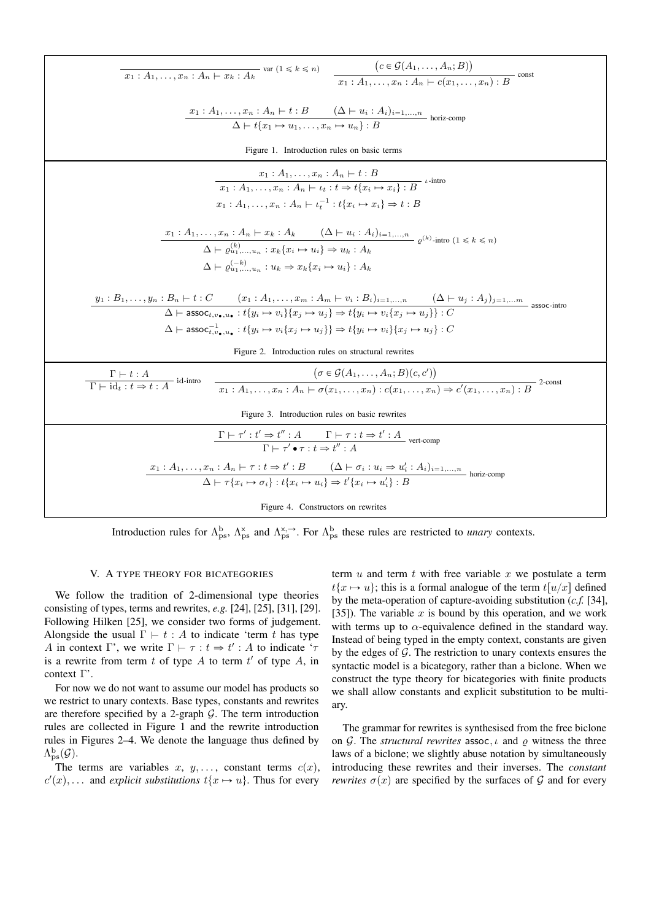$$\frac{}{x_1 : A_1, \dots, x_n : A_n \vdash x_k : A_k} \text{ var } (1 \leqslant k \leqslant n) \qquad \frac{\big(c \in \mathcal{G}(A_1, \dots, A_n; B)\big)}{x_1 : A_1, \dots, x_n : A_n \vdash c(x_1, \dots, x_n) : B} \text{ const}$$

$$\frac{x_1 : A_1, \dots, x_n : A_n \vdash t : B \qquad (\Delta \vdash u_i : A_i)_{i=1,\dots,n}}{\Delta \vdash t\{x_1 \mapsto u_1, \dots, x_n \mapsto u_n\} : B} \text{ horiz-comp}$$

Figure 1. Introduction rules on basic terms

$$\frac{x_1 : A_1, \dots, x_n : A_n \vdash t : B}{x_1 : A_1, \dots, x_n : A_n \vdash \iota_t : t \Rightarrow t\{x_i \mapsto x_i\} : B} \;\iota\text{-intro}$$

$$x_1 : A_1, \dots, x_n : A_n \vdash \iota_t^{-1} : t\{x_i \mapsto x_i\} \Rightarrow t : B$$

$$\frac{x_1 : A_1, \dots, x_n : A_n \vdash x_k : A_k \qquad (\Delta \vdash u_i : A_i)_{i=1,\dots,n}}{\Delta \vdash \varrho^{(k)}_{u_1,\dots,u_n} : x_k\{x_i \mapsto u_i\} \Rightarrow u_k : A_k} \;\varrho^{(k)}\text{-intro } (1 \leqslant k \leqslant n)$$

$$\Delta \vdash \varrho^{(-k)}_{u_1,\dots,u_n} : u_k \Rightarrow x_k\{x_i \mapsto u_i\} : A_k$$

$$\frac{y_1 : B_1, \dots, y_n : B_n \vdash t : C \qquad (x_1 : A_1, \dots, x_m : A_m \vdash v_i : B_i)_{i=1,\dots,n} \qquad (\Delta \vdash u_j : A_j)_{j=1,\dots m}}{\Delta \vdash \mathsf{assoc}_{t,v_\bullet,u_\bullet} : t\{y_i \mapsto v_i\}\{x_j \mapsto u_j\} \Rightarrow t\{y_i \mapsto v_i\{x_j \mapsto u_j\}\} : C} \;\mathsf{assoc}\text{-intro}$$

$$\Delta \vdash \mathsf{assoc}^{-1}_{t,v_\bullet,u_\bullet} : t\{y_i \mapsto v_i\{x_j \mapsto u_j\}\} \Rightarrow t\{y_i \mapsto v_i\}\{x_j \mapsto u_j\} : C$$

Figure 2. Introduction rules on structural rewrites

$$\frac{\Gamma \vdash t : A}{\Gamma \vdash \mathrm{id}_t : t \Rightarrow t : A} \text{ id-intro} \qquad \frac{\big(\sigma \in \mathcal{G}(A_1, \dots, A_n; B)(c, c')\big)}{x_1 : A_1, \dots, x_n : A_n \vdash \sigma(x_1, \dots, x_n) : c(x_1, \dots, x_n) \Rightarrow c'(x_1, \dots, x_n) : B} \text{ 2-const}$$

Figure 3. Introduction rules on basic rewrites

$$\frac{\Gamma \vdash \tau' : t' \Rightarrow t'' : A \qquad \Gamma \vdash \tau : t \Rightarrow t' : A}{\Gamma \vdash \tau' \bullet \tau : t \Rightarrow t'' : A} \text{ vert-comp}$$

$$\frac{x_1 : A_1, \dots, x_n : A_n \vdash \tau : t \Rightarrow t' : B \qquad (\Delta \vdash \sigma_i : u_i \Rightarrow u_i' : A_i)_{i=1,\dots,n}}{\Delta \vdash \tau\{x_i \mapsto \sigma_i\} : t\{x_i \mapsto u_i\} \Rightarrow t'\{x_i \mapsto u_i'\} : B} \text{ horiz-comp}$$

Figure 4. Constructors on rewrites

Introduction rules for $\Lambda^{\mathrm{b}}_{\mathrm{ps}}$, $\Lambda^{\times}_{\mathrm{ps}}$ and $\Lambda^{\times,\to}_{\mathrm{ps}}$. For $\Lambda^{\mathrm{b}}_{\mathrm{ps}}$ these rules are restricted to *unary* contexts.

## V. A type theory for bicategories

We follow the tradition of 2-dimensional type theories consisting of types, terms and rewrites, *e.g.* [24], [25], [31], [29]. Following Hilken [25], we consider two forms of judgement. Alongside the usual $\Gamma \vdash t : A$ to indicate 'term $t$ has type $A$ in context $\Gamma$', we write $\Gamma \vdash \tau : t \Rightarrow t' : A$ to indicate '$\tau$ is a rewrite from term $t$ of type $A$ to term $t'$ of type $A$, in context $\Gamma$'.

For now we do not want to assume our model has products so we restrict to unary contexts. Base types, constants and rewrites are therefore specified by a 2-graph $\mathcal{G}$. The term introduction rules are collected in Figure 1 and the rewrite introduction rules in Figures 2–4. We denote the language thus defined by $\Lambda^{\mathrm{b}}_{\mathrm{ps}}(\mathcal{G})$.

The terms are variables $x$, $y, \dots$, constant terms $c(x)$, $c'(x), \dots$ and *explicit substitutions* $t\{x \mapsto u\}$. Thus for every term $u$ and term $t$ with free variable $x$ we postulate a term $t\{x \mapsto u\}$; this is a formal analogue of the term $t[u/x]$ defined by the meta-operation of capture-avoiding substitution (*c.f.* [34], [35]). The variable $x$ is bound by this operation, and we work with terms up to $\alpha$-equivalence defined in the standard way. Instead of being typed in the empty context, constants are given by the edges of $\mathcal{G}$. The restriction to unary contexts ensures the syntactic model is a bicategory, rather than a biclone. When we construct the type theory for bicategories with finite products we shall allow constants and explicit substitution to be multi-ary.

The grammar for rewrites is synthesised from the free biclone on $\mathcal{G}$. The *structural rewrites* $\mathsf{assoc}, \iota$ and $\varrho$ witness the three laws of a biclone; we slightly abuse notation by simultaneously introducing these rewrites and their inverses. The *constant rewrites* $\sigma(x)$ are specified by the surfaces of $\mathcal{G}$ and for every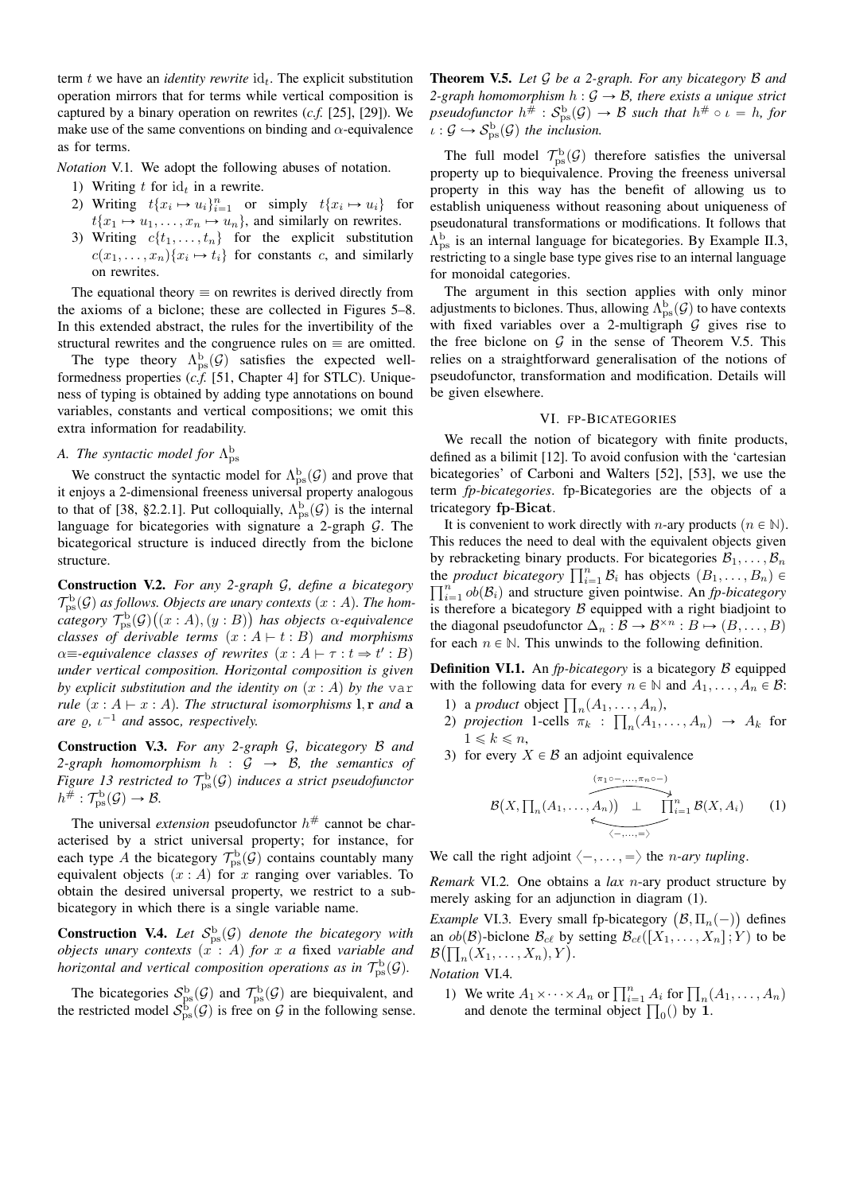term $t$ we have an *identity rewrite* $\mathrm{id}_t$. The explicit substitution operation mirrors that for terms while vertical composition is captured by a binary operation on rewrites (*c.f.* [25], [29]). We make use of the same conventions on binding and $\alpha$-equivalence as for terms.

*Notation* V.1. We adopt the following abuses of notation.

1) Writing $t$ for $\mathrm{id}_t$ in a rewrite.
2) Writing $t\{x_i \mapsto u_i\}_{i=1}^n$ or simply $t\{x_i \mapsto u_i\}$ for $t\{x_1 \mapsto u_1, \dots, x_n \mapsto u_n\}$, and similarly on rewrites.
3) Writing $c\{t_1, \dots, t_n\}$ for the explicit substitution $c(x_1, \dots, x_n)\{x_i \mapsto t_i\}$ for constants $c$, and similarly on rewrites.

The equational theory $\equiv$ on rewrites is derived directly from the axioms of a biclone; these are collected in Figures 5–8. In this extended abstract, the rules for the invertibility of the structural rewrites and the congruence rules on $\equiv$ are omitted.

The type theory $\Lambda^{\mathrm{b}}_{\mathrm{ps}}(\mathcal{G})$ satisfies the expected well-formedness properties (*c.f.* [51, Chapter 4] for STLC). Uniqueness of typing is obtained by adding type annotations on bound variables, constants and vertical compositions; we omit this extra information for readability.

### A. The syntactic model for $\Lambda^{\mathrm{b}}_{\mathrm{ps}}$

We construct the syntactic model for $\Lambda^{\mathrm{b}}_{\mathrm{ps}}(\mathcal{G})$ and prove that it enjoys a 2-dimensional freeness universal property analogous to that of [38, §2.2.1]. Put colloquially, $\Lambda^{\mathrm{b}}_{\mathrm{ps}}(\mathcal{G})$ is the internal language for bicategories with signature a 2-graph $\mathcal{G}$. The bicategorical structure is induced directly from the biclone structure.

**Construction V.2.** *For any 2-graph $\mathcal{G}$, define a bicategory $\mathcal{T}^{\mathrm{b}}_{\mathrm{ps}}(\mathcal{G})$ as follows. Objects are unary contexts $(x : A)$. The hom-category $\mathcal{T}^{\mathrm{b}}_{\mathrm{ps}}(\mathcal{G})\big((x : A), (y : B)\big)$ has objects $\alpha$-equivalence classes of derivable terms $(x : A \vdash t : B)$ and morphisms $\alpha{\equiv}$-equivalence classes of rewrites $(x : A \vdash \tau : t \Rightarrow t' : B)$ under vertical composition. Horizontal composition is given by explicit substitution and the identity on $(x : A)$ by the* `var` *rule $(x : A \vdash x : A)$. The structural isomorphisms $\mathbf{l}, \mathbf{r}$ and $\mathbf{a}$ are $\varrho$, $\iota^{-1}$ and* $\mathsf{assoc}$*, respectively.*

**Construction V.3.** *For any 2-graph $\mathcal{G}$, bicategory $\mathcal{B}$ and 2-graph homomorphism $h : \mathcal{G} \to \mathcal{B}$, the semantics of Figure 13 restricted to $\mathcal{T}^{\mathrm{b}}_{\mathrm{ps}}(\mathcal{G})$ induces a strict pseudofunctor $h^{\#} : \mathcal{T}^{\mathrm{b}}_{\mathrm{ps}}(\mathcal{G}) \to \mathcal{B}$.*

The universal *extension* pseudofunctor $h^{\#}$ cannot be characterised by a strict universal property; for instance, for each type $A$ the bicategory $\mathcal{T}^{\mathrm{b}}_{\mathrm{ps}}(\mathcal{G})$ contains countably many equivalent objects $(x : A)$ for $x$ ranging over variables. To obtain the desired universal property, we restrict to a sub-bicategory in which there is a single variable name.

**Construction V.4.** *Let $\mathcal{S}^{\mathrm{b}}_{\mathrm{ps}}(\mathcal{G})$ denote the bicategory with objects unary contexts $(x : A)$ for $x$ a fixed variable and horizontal and vertical composition operations as in $\mathcal{T}^{\mathrm{b}}_{\mathrm{ps}}(\mathcal{G})$.*

The bicategories $\mathcal{S}^{\mathrm{b}}_{\mathrm{ps}}(\mathcal{G})$ and $\mathcal{T}^{\mathrm{b}}_{\mathrm{ps}}(\mathcal{G})$ are biequivalent, and the restricted model $\mathcal{S}^{\mathrm{b}}_{\mathrm{ps}}(\mathcal{G})$ is free on $\mathcal{G}$ in the following sense.

**Theorem V.5.** *Let $\mathcal{G}$ be a 2-graph. For any bicategory $\mathcal{B}$ and 2-graph homomorphism $h : \mathcal{G} \to \mathcal{B}$, there exists a unique strict pseudofunctor $h^{\#} : \mathcal{S}^{\mathrm{b}}_{\mathrm{ps}}(\mathcal{G}) \to \mathcal{B}$ such that $h^{\#} \circ \iota = h$, for $\iota : \mathcal{G} \hookrightarrow \mathcal{S}^{\mathrm{b}}_{\mathrm{ps}}(\mathcal{G})$ the inclusion.*

The full model $\mathcal{T}^{\mathrm{b}}_{\mathrm{ps}}(\mathcal{G})$ therefore satisfies the universal property up to biequivalence. Proving the freeness universal property in this way has the benefit of allowing us to establish uniqueness without reasoning about uniqueness of pseudonatural transformations or modifications. It follows that $\Lambda^{\mathrm{b}}_{\mathrm{ps}}$ is an internal language for bicategories. By Example II.3, restricting to a single base type gives rise to an internal language for monoidal categories.

The argument in this section applies with only minor adjustments to biclones. Thus, allowing $\Lambda^{\mathrm{b}}_{\mathrm{ps}}(\mathcal{G})$ to have contexts with fixed variables over a 2-multigraph $\mathcal{G}$ gives rise to the free biclone on $\mathcal{G}$ in the sense of Theorem V.5. This relies on a straightforward generalisation of the notions of pseudofunctor, transformation and modification. Details will be given elsewhere.

## VI. FP-BICATEGORIES

We recall the notion of bicategory with finite products, defined as a bilimit [12]. To avoid confusion with the 'cartesian bicategories' of Carboni and Walters [52], [53], we use the term *fp-bicategories*. fp-Bicategories are the objects of a tricategory $\mathbf{fp\text{-}Bicat}$.

It is convenient to work directly with $n$-ary products ($n \in \mathbb{N}$). This reduces the need to deal with the equivalent objects given by rebracketing binary products. For bicategories $\mathcal{B}_1, \dots, \mathcal{B}_n$ the *product bicategory* $\prod_{i=1}^n \mathcal{B}_i$ has objects $(B_1, \dots, B_n) \in \prod_{i=1}^n ob(\mathcal{B}_i)$ and structure given pointwise. An *fp-bicategory* is therefore a bicategory $\mathcal{B}$ equipped with a right biadjoint to the diagonal pseudofunctor $\Delta_n : \mathcal{B} \to \mathcal{B}^{\times n} : B \mapsto (B, \dots, B)$ for each $n \in \mathbb{N}$. This unwinds to the following definition.

**Definition VI.1.** An *fp-bicategory* is a bicategory $\mathcal{B}$ equipped with the following data for every $n \in \mathbb{N}$ and $A_1, \dots, A_n \in \mathcal{B}$:

1) a *product* object $\prod_n(A_1, \dots, A_n)$,
2) *projection* 1-cells $\pi_k : \prod_n(A_1, \dots, A_n) \to A_k$ for $1 \leqslant k \leqslant n$,
3) for every $X \in \mathcal{B}$ an adjoint equivalence

$$
\mathcal{B}\big(X, \textstyle\prod_n(A_1, \dots, A_n)\big) \;\underset{\langle -, \dots, = \rangle}{\overset{(\pi_1 \circ -, \dots, \pi_n \circ -)}{\rightleftarrows}}\; \bot \;\; \textstyle\prod_{i=1}^n \mathcal{B}(X, A_i) \tag{1}
$$

We call the right adjoint $\langle -, \dots, = \rangle$ the *$n$-ary tupling*.

*Remark* VI.2. One obtains a *lax* $n$-ary product structure by merely asking for an adjunction in diagram (1).

*Example* VI.3. Every small fp-bicategory $\big(\mathcal{B}, \Pi_n(-)\big)$ defines an $ob(\mathcal{B})$-biclone $\mathcal{B}_{c\ell}$ by setting $\mathcal{B}_{c\ell}([X_1, \dots, X_n]; Y)$ to be $\mathcal{B}\big(\prod_n(X_1, \dots, X_n), Y\big)$.

*Notation* VI.4.

1) We write $A_1 \times \cdots \times A_n$ or $\prod_{i=1}^n A_i$ for $\prod_n(A_1, \dots, A_n)$ and denote the terminal object $\prod_0()$ by $\mathbf{1}$.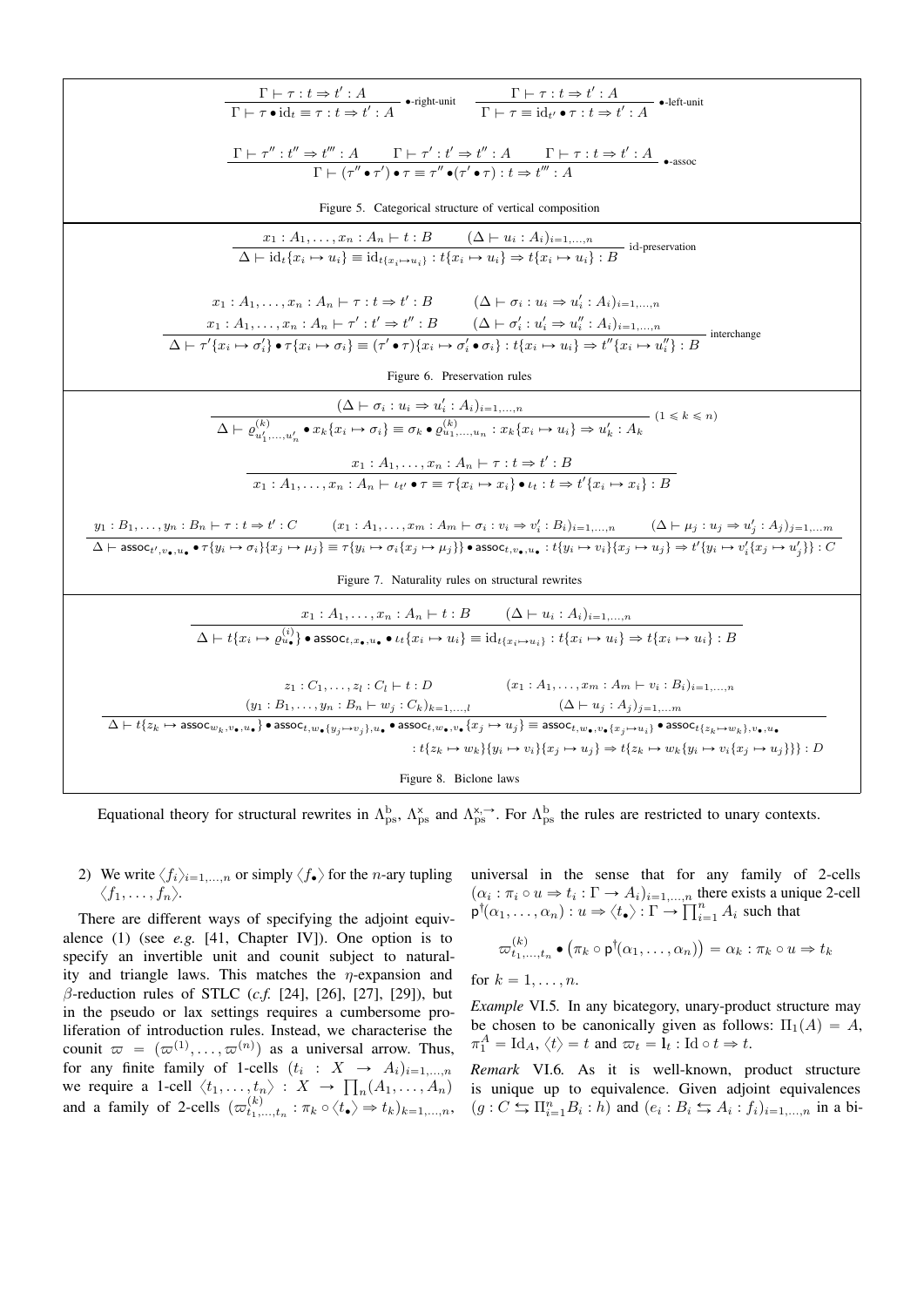$$\frac{\Gamma \vdash \tau : t \Rightarrow t' : A}{\Gamma \vdash \tau \bullet \mathrm{id}_t \equiv \tau : t \Rightarrow t' : A}\ \bullet\text{-right-unit} \qquad \frac{\Gamma \vdash \tau : t \Rightarrow t' : A}{\Gamma \vdash \tau \equiv \mathrm{id}_{t'} \bullet \tau : t \Rightarrow t' : A}\ \bullet\text{-left-unit}$$

$$\frac{\Gamma \vdash \tau'' : t'' \Rightarrow t''' : A \qquad \Gamma \vdash \tau' : t' \Rightarrow t'' : A \qquad \Gamma \vdash \tau : t \Rightarrow t' : A}{\Gamma \vdash (\tau'' \bullet \tau') \bullet \tau \equiv \tau'' \bullet (\tau' \bullet \tau) : t \Rightarrow t''' : A}\ \bullet\text{-assoc}$$

Figure 5. Categorical structure of vertical composition

$$\frac{x_1 : A_1, \ldots, x_n : A_n \vdash t : B \qquad (\Delta \vdash u_i : A_i)_{i=1,\ldots,n}}{\Delta \vdash \mathrm{id}_t\{x_i \mapsto u_i\} \equiv \mathrm{id}_{t\{x_i \mapsto u_i\}} : t\{x_i \mapsto u_i\} \Rightarrow t\{x_i \mapsto u_i\} : B}\ \text{id-preservation}$$

$$\frac{\begin{array}{ll} x_1 : A_1, \ldots, x_n : A_n \vdash \tau : t \Rightarrow t' : B & (\Delta \vdash \sigma_i : u_i \Rightarrow u'_i : A_i)_{i=1,\ldots,n} \\ x_1 : A_1, \ldots, x_n : A_n \vdash \tau' : t' \Rightarrow t'' : B & (\Delta \vdash \sigma'_i : u'_i \Rightarrow u''_i : A_i)_{i=1,\ldots,n} \end{array}}{\Delta \vdash \tau'\{x_i \mapsto \sigma'_i\} \bullet \tau\{x_i \mapsto \sigma_i\} \equiv (\tau' \bullet \tau)\{x_i \mapsto \sigma'_i \bullet \sigma_i\} : t\{x_i \mapsto u_i\} \Rightarrow t''\{x_i \mapsto u''_i\} : B}\ \text{interchange}$$

Figure 6. Preservation rules

$$\frac{(\Delta \vdash \sigma_i : u_i \Rightarrow u'_i : A_i)_{i=1,\ldots,n}}{\Delta \vdash \varrho^{(k)}_{u'_1,\ldots,u'_n} \bullet x_k\{x_i \mapsto \sigma_i\} \equiv \sigma_k \bullet \varrho^{(k)}_{u_1,\ldots,u_n} : x_k\{x_i \mapsto u_i\} \Rightarrow u'_k : A_k}\ (1 \leqslant k \leqslant n)$$

$$\frac{x_1 : A_1, \ldots, x_n : A_n \vdash \tau : t \Rightarrow t' : B}{x_1 : A_1, \ldots, x_n : A_n \vdash \iota_{t'} \bullet \tau \equiv \tau\{x_i \mapsto x_i\} \bullet \iota_t : t \Rightarrow t'\{x_i \mapsto x_i\} : B}$$

$$\frac{y_1 : B_1, \ldots, y_n : B_n \vdash \tau : t \Rightarrow t' : C \qquad (x_1 : A_1, \ldots, x_m : A_m \vdash \sigma_i : v_i \Rightarrow v'_i : B_i)_{i=1,\ldots,n} \qquad (\Delta \vdash \mu_j : u_j \Rightarrow u'_j : A_j)_{j=1,\ldots m}}{\Delta \vdash \mathsf{assoc}_{t',v_\bullet,u_\bullet} \bullet \tau\{y_i \mapsto \sigma_i\}\{x_j \mapsto \mu_j\} \equiv \tau\{y_i \mapsto \sigma_i\{x_j \mapsto \mu_j\}\} \bullet \mathsf{assoc}_{t,v_\bullet,u_\bullet} : t\{y_i \mapsto v_i\}\{x_j \mapsto u_j\} \Rightarrow t'\{y_i \mapsto v'_i\{x_j \mapsto u'_j\}\} : C}$$

Figure 7. Naturality rules on structural rewrites

$$\frac{x_1 : A_1, \ldots, x_n : A_n \vdash t : B \qquad (\Delta \vdash u_i : A_i)_{i=1,\ldots,n}}{\Delta \vdash t\{x_i \mapsto \varrho^{(i)}_{u_\bullet}\} \bullet \mathsf{assoc}_{t,x_\bullet,u_\bullet} \bullet \iota_t\{x_i \mapsto u_i\} \equiv \mathrm{id}_{t\{x_i \mapsto u_i\}} : t\{x_i \mapsto u_i\} \Rightarrow t\{x_i \mapsto u_i\} : B}$$

$$\frac{\begin{array}{ll} z_1 : C_1, \ldots, z_l : C_l \vdash t : D & (x_1 : A_1, \ldots, x_m : A_m \vdash v_i : B_i)_{i=1,\ldots,n} \\ (y_1 : B_1, \ldots, y_n : B_n \vdash w_j : C_k)_{k=1,\ldots,l} & (\Delta \vdash u_j : A_j)_{j=1,\ldots m} \end{array}}{\begin{array}{r}\Delta \vdash t\{z_k \mapsto \mathsf{assoc}_{w_k,v_\bullet,u_\bullet}\} \bullet \mathsf{assoc}_{t,w_\bullet\{y_j \mapsto v_j\},u_\bullet} \bullet \mathsf{assoc}_{t,w_\bullet,v_\bullet}\{x_j \mapsto u_j\} \equiv \mathsf{assoc}_{t,w_\bullet,v_\bullet\{x_j \mapsto u_i\}} \bullet \mathsf{assoc}_{t\{z_k \mapsto w_k\},v_\bullet,u_\bullet} \\ : t\{z_k \mapsto w_k\}\{y_i \mapsto v_i\}\{x_j \mapsto u_j\} \Rightarrow t\{z_k \mapsto w_k\{y_i \mapsto v_i\{x_j \mapsto u_j\}\}\} : D\end{array}}$$

Figure 8. Biclone laws

Equational theory for structural rewrites in $\Lambda^{\mathrm{b}}_{\mathrm{ps}}$, $\Lambda^{\times}_{\mathrm{ps}}$ and $\Lambda^{\times,\to}_{\mathrm{ps}}$. For $\Lambda^{\mathrm{b}}_{\mathrm{ps}}$ the rules are restricted to unary contexts.

2) We write $\langle f_i \rangle_{i=1,\ldots,n}$ or simply $\langle f_\bullet \rangle$ for the $n$-ary tupling $\langle f_1, \ldots, f_n \rangle$.

There are different ways of specifying the adjoint equivalence (1) (see *e.g.* [41, Chapter IV]). One option is to specify an invertible unit and counit subject to naturality and triangle laws. This matches the $\eta$-expansion and $\beta$-reduction rules of STLC (*c.f.* [24], [26], [27], [29]), but in the pseudo or lax settings requires a cumbersome proliferation of introduction rules. Instead, we characterise the counit $\varpi = (\varpi^{(1)}, \ldots, \varpi^{(n)})$ as a universal arrow. Thus, for any finite family of 1-cells $(t_i : X \to A_i)_{i=1,\ldots,n}$ we require a 1-cell $\langle t_1, \ldots, t_n \rangle : X \to \prod_n(A_1, \ldots, A_n)$ and a family of 2-cells $(\varpi^{(k)}_{t_1,\ldots,t_n} : \pi_k \circ \langle t_\bullet \rangle \Rightarrow t_k)_{k=1,\ldots,n}$, universal in the sense that for any family of 2-cells $(\alpha_i : \pi_i \circ u \Rightarrow t_i : \Gamma \to A_i)_{i=1,\ldots,n}$ there exists a unique 2-cell $\mathsf{p}^\dagger(\alpha_1, \ldots, \alpha_n) : u \Rightarrow \langle t_\bullet \rangle : \Gamma \to \prod_{i=1}^n A_i$ such that

$$\varpi^{(k)}_{t_1,\ldots,t_n} \bullet \left(\pi_k \circ \mathsf{p}^\dagger(\alpha_1, \ldots, \alpha_n)\right) = \alpha_k : \pi_k \circ u \Rightarrow t_k$$

for $k = 1, \ldots, n$.

*Example* VI.5. In any bicategory, unary-product structure may be chosen to be canonically given as follows: $\Pi_1(A) = A$, $\pi^A_1 = \mathrm{Id}_A$, $\langle t \rangle = t$ and $\varpi_t = \mathbf{l}_t : \mathrm{Id} \circ t \Rightarrow t$.

*Remark* VI.6. As it is well-known, product structure is unique up to equivalence. Given adjoint equivalences $(g : C \leftrightarrows \Pi^n_{i=1} B_i : h)$ and $(e_i : B_i \leftrightarrows A_i : f_i)_{i=1,\ldots,n}$ in a bi-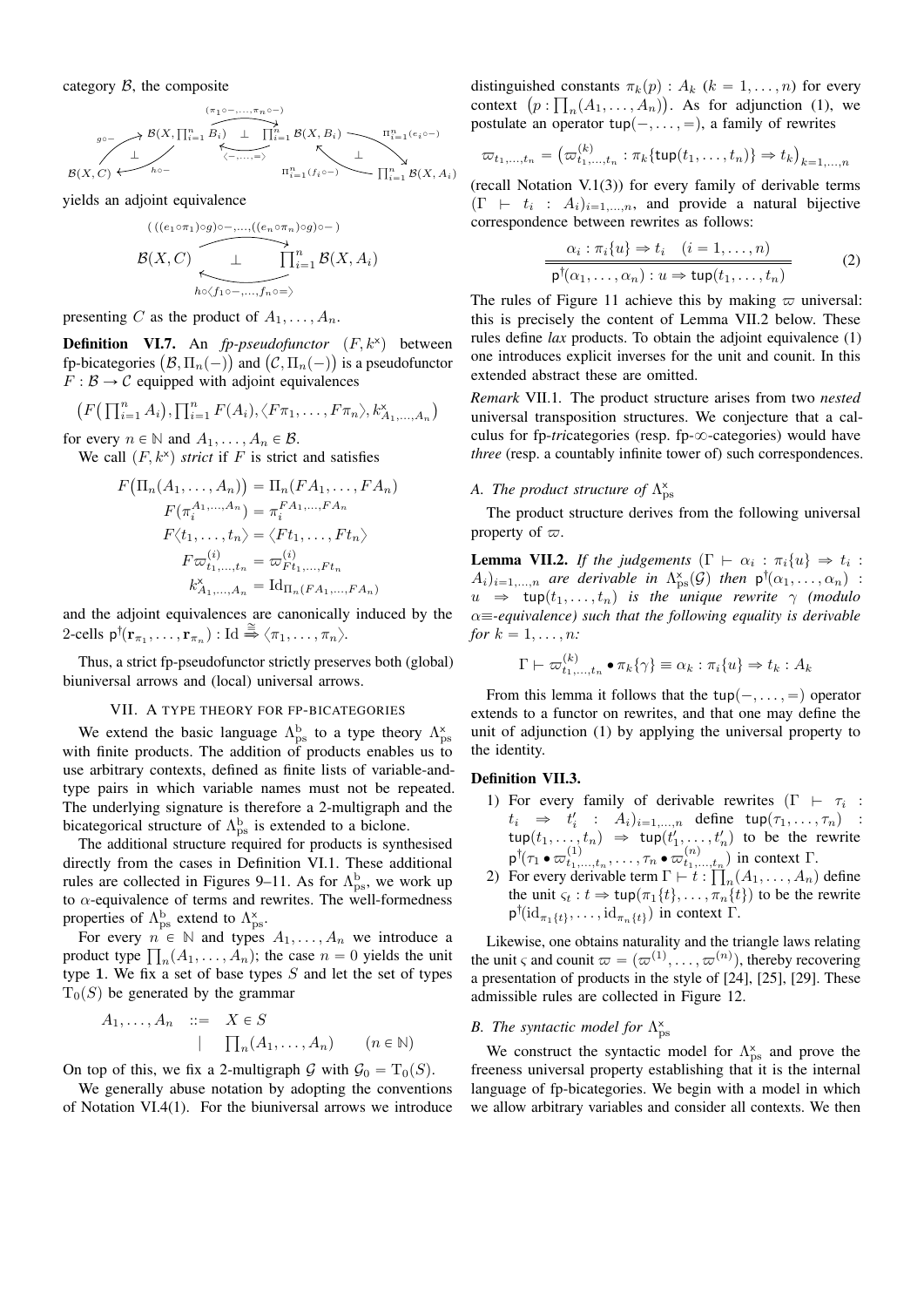category $\mathcal{B}$, the composite

$$\mathcal{B}(X,C) \underset{h\circ-}{\overset{g\circ-}{\rightleftarrows}} \mathcal{B}(X,\textstyle\prod_{i=1}^n B_i) \underset{\langle -,\ldots,=\rangle}{\overset{(\pi_1\circ-,\ldots,\pi_n\circ-)}{\rightleftarrows}} \prod_{i=1}^n \mathcal{B}(X,B_i) \underset{\Pi_{i=1}^n(f_i\circ-)}{\overset{\Pi_{i=1}^n(e_i\circ-)}{\rightleftarrows}} \prod_{i=1}^n \mathcal{B}(X,A_i)$$

yields an adjoint equivalence

$$\mathcal{B}(X,C) \underset{h\circ\langle f_1\circ-,\ldots,f_n\circ=\rangle}{\overset{(((e_1\circ\pi_1)\circ g)\circ-,\ldots,((e_n\circ\pi_n)\circ g)\circ-)}{\rightleftarrows}} \prod_{i=1}^n \mathcal{B}(X,A_i)$$

presenting $C$ as the product of $A_1,\ldots,A_n$.

**Definition VI.7.** An *fp-pseudofunctor* $(F,k^{\times})$ between fp-bicategories $(\mathcal{B},\Pi_n(-))$ and $(\mathcal{C},\Pi_n(-))$ is a pseudofunctor $F:\mathcal{B}\to\mathcal{C}$ equipped with adjoint equivalences

$$\big(F\big(\textstyle\prod_{i=1}^n A_i\big),\prod_{i=1}^n F(A_i),\langle F\pi_1,\ldots,F\pi_n\rangle,k^{\times}_{A_1,\ldots,A_n}\big)$$

for every $n\in\mathbb{N}$ and $A_1,\ldots,A_n\in\mathcal{B}$.

We call $(F,k^{\times})$ *strict* if $F$ is strict and satisfies

$$\begin{aligned}
F\big(\Pi_n(A_1,\ldots,A_n)\big) &= \Pi_n(FA_1,\ldots,FA_n)\\
F(\pi_i^{A_1,\ldots,A_n}) &= \pi_i^{FA_1,\ldots,FA_n}\\
F\langle t_1,\ldots,t_n\rangle &= \langle Ft_1,\ldots,Ft_n\rangle\\
F\varpi^{(i)}_{t_1,\ldots,t_n} &= \varpi^{(i)}_{Ft_1,\ldots,Ft_n}\\
k^{\times}_{A_1,\ldots,A_n} &= \mathrm{Id}_{\Pi_n(FA_1,\ldots,FA_n)}
\end{aligned}$$

and the adjoint equivalences are canonically induced by the 2-cells $\mathsf{p}^{\dagger}(\mathbf{r}_{\pi_1},\ldots,\mathbf{r}_{\pi_n}):\mathrm{Id}\overset{\cong}{\Rightarrow}\langle\pi_1,\ldots,\pi_n\rangle$.

Thus, a strict fp-pseudofunctor strictly preserves both (global) biuniversal arrows and (local) universal arrows.

## VII. A type theory for fp-bicategories

We extend the basic language $\Lambda^{\mathrm{b}}_{\mathrm{ps}}$ to a type theory $\Lambda^{\times}_{\mathrm{ps}}$ with finite products. The addition of products enables us to use arbitrary contexts, defined as finite lists of variable-and-type pairs in which variable names must not be repeated. The underlying signature is therefore a 2-multigraph and the bicategorical structure of $\Lambda^{\mathrm{b}}_{\mathrm{ps}}$ is extended to a biclone.

The additional structure required for products is synthesised directly from the cases in Definition VI.1. These additional rules are collected in Figures 9–11. As for $\Lambda^{\mathrm{b}}_{\mathrm{ps}}$, we work up to $\alpha$-equivalence of terms and rewrites. The well-formedness properties of $\Lambda^{\mathrm{b}}_{\mathrm{ps}}$ extend to $\Lambda^{\times}_{\mathrm{ps}}$.

For every $n\in\mathbb{N}$ and types $A_1,\ldots,A_n$ we introduce a product type $\prod_n(A_1,\ldots,A_n)$; the case $n=0$ yields the unit type $\mathbf{1}$. We fix a set of base types $S$ and let the set of types $\mathrm{T}_0(S)$ be generated by the grammar

$$\begin{aligned}
A_1,\ldots,A_n \quad ::= &\quad X\in S\\
\mid &\quad \textstyle\prod_n(A_1,\ldots,A_n) \qquad (n\in\mathbb{N})
\end{aligned}$$

On top of this, we fix a 2-multigraph $\mathcal{G}$ with $\mathcal{G}_0=\mathrm{T}_0(S)$.

We generally abuse notation by adopting the conventions of Notation VI.4(1). For the biuniversal arrows we introduce distinguished constants $\pi_k(p):A_k$ $(k=1,\ldots,n)$ for every context $\big(p:\prod_n(A_1,\ldots,A_n)\big)$. As for adjunction (1), we postulate an operator $\mathsf{tup}(-,\ldots,=)$, a family of rewrites

$$\varpi_{t_1,\ldots,t_n}=\big(\varpi^{(k)}_{t_1,\ldots,t_n}:\pi_k\{\mathsf{tup}(t_1,\ldots,t_n)\}\Rightarrow t_k\big)_{k=1,\ldots,n}$$

(recall Notation V.1(3)) for every family of derivable terms $(\Gamma\vdash t_i:A_i)_{i=1,\ldots,n}$, and provide a natural bijective correspondence between rewrites as follows:

$$\frac{\alpha_i:\pi_i\{u\}\Rightarrow t_i\quad(i=1,\ldots,n)}{\mathsf{p}^{\dagger}(\alpha_1,\ldots,\alpha_n):u\Rightarrow\mathsf{tup}(t_1,\ldots,t_n)} \tag{2}$$

The rules of Figure 11 achieve this by making $\varpi$ universal: this is precisely the content of Lemma VII.2 below. These rules define *lax* products. To obtain the adjoint equivalence (1) one introduces explicit inverses for the unit and counit. In this extended abstract these are omitted.

*Remark* VII.1. The product structure arises from two *nested* universal transposition structures. We conjecture that a calculus for fp-*tri*categories (resp. fp-$\infty$-categories) would have *three* (resp. a countably infinite tower of) such correspondences.

### A. The product structure of $\Lambda^{\times}_{\mathrm{ps}}$

The product structure derives from the following universal property of $\varpi$.

**Lemma VII.2.** *If the judgements $(\Gamma\vdash\alpha_i:\pi_i\{u\}\Rightarrow t_i:A_i)_{i=1,\ldots,n}$ are derivable in $\Lambda^{\times}_{\mathrm{ps}}(\mathcal{G})$ then $\mathsf{p}^{\dagger}(\alpha_1,\ldots,\alpha_n):u\Rightarrow\mathsf{tup}(t_1,\ldots,t_n)$ is the unique rewrite $\gamma$ (modulo $\alpha\equiv$-equivalence) such that the following equality is derivable for $k=1,\ldots,n$:*

$$\Gamma\vdash\varpi^{(k)}_{t_1,\ldots,t_n}\bullet\pi_k\{\gamma\}\equiv\alpha_k:\pi_i\{u\}\Rightarrow t_k:A_k$$

From this lemma it follows that the $\mathsf{tup}(-,\ldots,=)$ operator extends to a functor on rewrites, and that one may define the unit of adjunction (1) by applying the universal property to the identity.

**Definition VII.3.**

1) For every family of derivable rewrites $(\Gamma\vdash\tau_i:t_i\Rightarrow t'_i:A_i)_{i=1,\ldots,n}$ define $\mathsf{tup}(\tau_1,\ldots,\tau_n):\mathsf{tup}(t_1,\ldots,t_n)\Rightarrow\mathsf{tup}(t'_1,\ldots,t'_n)$ to be the rewrite $\mathsf{p}^{\dagger}(\tau_1\bullet\varpi^{(1)}_{t_1,\ldots,t_n},\ldots,\tau_n\bullet\varpi^{(n)}_{t_1,\ldots,t_n})$ in context $\Gamma$.
2) For every derivable term $\Gamma\vdash t:\prod_n(A_1,\ldots,A_n)$ define the unit $\varsigma_t:t\Rightarrow\mathsf{tup}(\pi_1\{t\},\ldots,\pi_n\{t\})$ to be the rewrite $\mathsf{p}^{\dagger}(\mathrm{id}_{\pi_1\{t\}},\ldots,\mathrm{id}_{\pi_n\{t\}})$ in context $\Gamma$.

Likewise, one obtains naturality and the triangle laws relating the unit $\varsigma$ and counit $\varpi=(\varpi^{(1)},\ldots,\varpi^{(n)})$, thereby recovering a presentation of products in the style of [24], [25], [29]. These admissible rules are collected in Figure 12.

### B. The syntactic model for $\Lambda^{\times}_{\mathrm{ps}}$

We construct the syntactic model for $\Lambda^{\times}_{\mathrm{ps}}$ and prove the freeness universal property establishing that it is the internal language of fp-bicategories. We begin with a model in which we allow arbitrary variables and consider all contexts. We then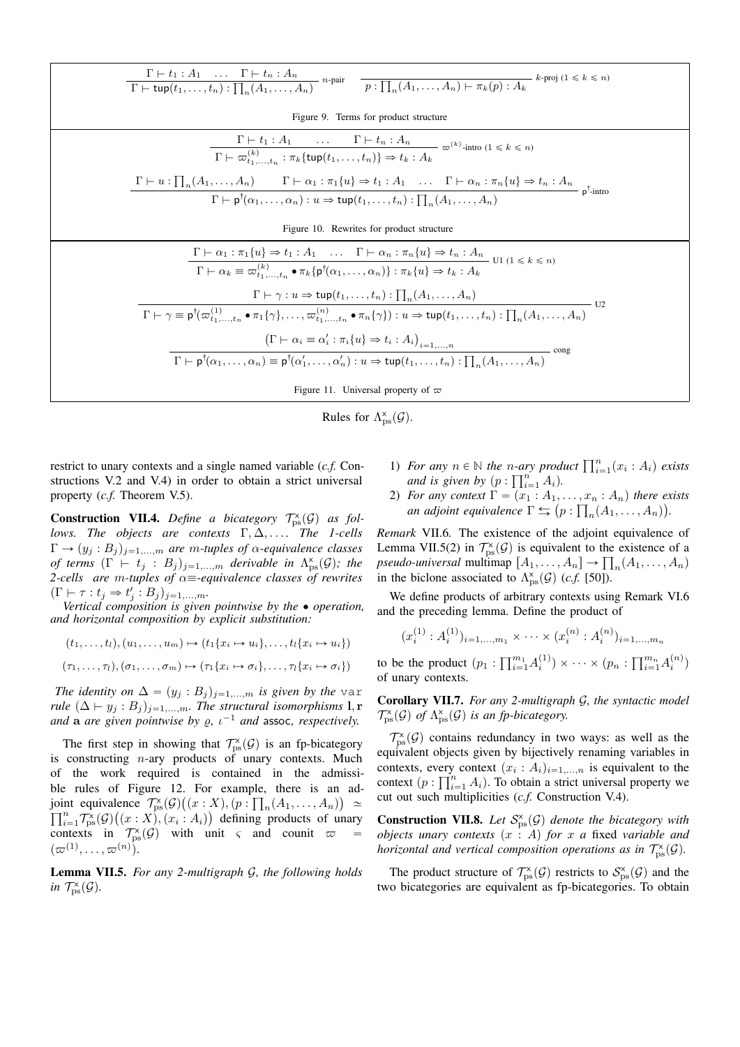$$\frac{\Gamma \vdash t_1 : A_1 \quad \dots \quad \Gamma \vdash t_n : A_n}{\Gamma \vdash \mathsf{tup}(t_1, \dots, t_n) : \prod_n (A_1, \dots, A_n)} \; n\text{-pair} \qquad \frac{}{p : \prod_n (A_1, \dots, A_n) \vdash \pi_k(p) : A_k} \; k\text{-proj } (1 \leqslant k \leqslant n)$$

Figure 9. Terms for product structure

$$\frac{\Gamma \vdash t_1 : A_1 \quad \dots \quad \Gamma \vdash t_n : A_n}{\Gamma \vdash \varpi^{(k)}_{t_1,\dots,t_n} : \pi_k\{\mathsf{tup}(t_1,\dots,t_n)\} \Rightarrow t_k : A_k} \; \varpi^{(k)}\text{-intro } (1 \leqslant k \leqslant n)$$

$$\frac{\Gamma \vdash u : \prod_n (A_1, \dots, A_n) \qquad \Gamma \vdash \alpha_1 : \pi_1\{u\} \Rightarrow t_1 : A_1 \quad \dots \quad \Gamma \vdash \alpha_n : \pi_n\{u\} \Rightarrow t_n : A_n}{\Gamma \vdash \mathsf{p}^\dagger(\alpha_1, \dots, \alpha_n) : u \Rightarrow \mathsf{tup}(t_1, \dots, t_n) : \prod_n (A_1, \dots, A_n)} \; \mathsf{p}^\dagger\text{-intro}$$

Figure 10. Rewrites for product structure

$$\frac{\Gamma \vdash \alpha_1 : \pi_1\{u\} \Rightarrow t_1 : A_1 \quad \dots \quad \Gamma \vdash \alpha_n : \pi_n\{u\} \Rightarrow t_n : A_n}{\Gamma \vdash \alpha_k \equiv \varpi^{(k)}_{t_1,\dots,t_n} \bullet \pi_k\{\mathsf{p}^\dagger(\alpha_1,\dots,\alpha_n)\} : \pi_k\{u\} \Rightarrow t_k : A_k} \; \text{U1 } (1 \leqslant k \leqslant n)$$

$$\frac{\Gamma \vdash \gamma : u \Rightarrow \mathsf{tup}(t_1, \dots, t_n) : \prod_n (A_1, \dots, A_n)}{\Gamma \vdash \gamma \equiv \mathsf{p}^\dagger(\varpi^{(1)}_{t_1,\dots,t_n} \bullet \pi_1\{\gamma\}, \dots, \varpi^{(n)}_{t_1,\dots,t_n} \bullet \pi_n\{\gamma\}) : u \Rightarrow \mathsf{tup}(t_1, \dots, t_n) : \prod_n (A_1, \dots, A_n)} \; \text{U2}$$

$$\frac{\left(\Gamma \vdash \alpha_i \equiv \alpha_i' : \pi_i\{u\} \Rightarrow t_i : A_i\right)_{i=1,\dots,n}}{\Gamma \vdash \mathsf{p}^\dagger(\alpha_1, \dots, \alpha_n) \equiv \mathsf{p}^\dagger(\alpha_1', \dots, \alpha_n') : u \Rightarrow \mathsf{tup}(t_1, \dots, t_n) : \prod_n (A_1, \dots, A_n)} \; \text{cong}$$

Figure 11. Universal property of $\varpi$

Rules for $\Lambda^{\times}_{\text{ps}}(\mathcal{G})$.

restrict to unary contexts and a single named variable (*c.f.* Constructions V.2 and V.4) in order to obtain a strict universal property (*c.f.* Theorem V.5).

**Construction VII.4.** *Define a bicategory $\mathcal{T}^{\times}_{\text{ps}}(\mathcal{G})$ as follows. The objects are contexts $\Gamma, \Delta, \dots$. The 1-cells $\Gamma \to (y_j : B_j)_{j=1,\dots,m}$ are $m$-tuples of $\alpha$-equivalence classes of terms $(\Gamma \vdash t_j : B_j)_{j=1,\dots,m}$ derivable in $\Lambda^{\times}_{\text{ps}}(\mathcal{G})$; the 2-cells are $m$-tuples of $\alpha\equiv$-equivalence classes of rewrites $(\Gamma \vdash \tau : t_j \Rightarrow t_j' : B_j)_{j=1,\dots,m}$.*

*Vertical composition is given pointwise by the $\bullet$ operation, and horizontal composition by explicit substitution:*

$$(t_1, \dots, t_l), (u_1, \dots, u_m) \mapsto (t_1\{x_i \mapsto u_i\}, \dots, t_l\{x_i \mapsto u_i\})$$

$$(\tau_1, \dots, \tau_l), (\sigma_1, \dots, \sigma_m) \mapsto (\tau_1\{x_i \mapsto \sigma_i\}, \dots, \tau_l\{x_i \mapsto \sigma_i\})$$

*The identity on $\Delta = (y_j : B_j)_{j=1,\dots,m}$ is given by the* `var` *rule $(\Delta \vdash y_j : B_j)_{j=1,\dots,m}$. The structural isomorphisms $\mathbf{l}, \mathbf{r}$ and $\mathbf{a}$ are given pointwise by $\varrho$, $\iota^{-1}$ and* $\mathsf{assoc}$*, respectively.*

The first step in showing that $\mathcal{T}^{\times}_{\text{ps}}(\mathcal{G})$ is an fp-bicategory is constructing $n$-ary products of unary contexts. Much of the work required is contained in the admissible rules of Figure 12. For example, there is an adjoint equivalence $\mathcal{T}^{\times}_{\text{ps}}(\mathcal{G})\big((x : X), (p : \prod_n (A_1, \dots, A_n)\big) \simeq \prod_{i=1}^n \mathcal{T}^{\times}_{\text{ps}}(\mathcal{G})\big((x : X), (x_i : A_i)\big)$ defining products of unary contexts in $\mathcal{T}^{\times}_{\text{ps}}(\mathcal{G})$ with unit $\varsigma$ and counit $\varpi = (\varpi^{(1)}, \dots, \varpi^{(n)})$.

**Lemma VII.5.** *For any 2-multigraph $\mathcal{G}$, the following holds in $\mathcal{T}^{\times}_{\text{ps}}(\mathcal{G})$.*

1) *For any $n \in \mathbb{N}$ the $n$-ary product $\prod_{i=1}^n (x_i : A_i)$ exists and is given by $(p : \prod_{i=1}^n A_i)$.*
2) *For any context $\Gamma = (x_1 : A_1, \dots, x_n : A_n)$ there exists an adjoint equivalence $\Gamma \leftrightarrows \big(p : \prod_n (A_1, \dots, A_n)\big)$.*

*Remark* VII.6. The existence of the adjoint equivalence of Lemma VII.5(2) in $\mathcal{T}^{\times}_{\text{ps}}(\mathcal{G})$ is equivalent to the existence of a *pseudo-universal* multimap $[A_1, \dots, A_n] \to \prod_n (A_1, \dots, A_n)$ in the biclone associated to $\Lambda^{\times}_{\text{ps}}(\mathcal{G})$ (*c.f.* [50]).

We define products of arbitrary contexts using Remark VI.6 and the preceding lemma. Define the product of

$$(x_i^{(1)} : A_i^{(1)})_{i=1,\dots,m_1} \times \dots \times (x_i^{(n)} : A_i^{(n)})_{i=1,\dots,m_n}$$

to be the product $(p_1 : \prod_{i=1}^{m_1} A_i^{(1)}) \times \dots \times (p_n : \prod_{i=1}^{m_n} A_i^{(n)})$ of unary contexts.

**Corollary VII.7.** *For any 2-multigraph $\mathcal{G}$, the syntactic model $\mathcal{T}^{\times}_{\text{ps}}(\mathcal{G})$ of $\Lambda^{\times}_{\text{ps}}(\mathcal{G})$ is an fp-bicategory.*

$\mathcal{T}^{\times}_{\text{ps}}(\mathcal{G})$ contains redundancy in two ways: as well as the equivalent objects given by bijectively renaming variables in contexts, every context $(x_i : A_i)_{i=1,\dots,n}$ is equivalent to the context $(p : \prod_{i=1}^n A_i)$. To obtain a strict universal property we cut out such multiplicities (*c.f.* Construction V.4).

**Construction VII.8.** *Let $\mathcal{S}^{\times}_{\text{ps}}(\mathcal{G})$ denote the bicategory with objects unary contexts $(x : A)$ for $x$ a* fixed *variable and horizontal and vertical composition operations as in $\mathcal{T}^{\times}_{\text{ps}}(\mathcal{G})$.*

The product structure of $\mathcal{T}^{\times}_{\text{ps}}(\mathcal{G})$ restricts to $\mathcal{S}^{\times}_{\text{ps}}(\mathcal{G})$ and the two bicategories are equivalent as fp-bicategories. To obtain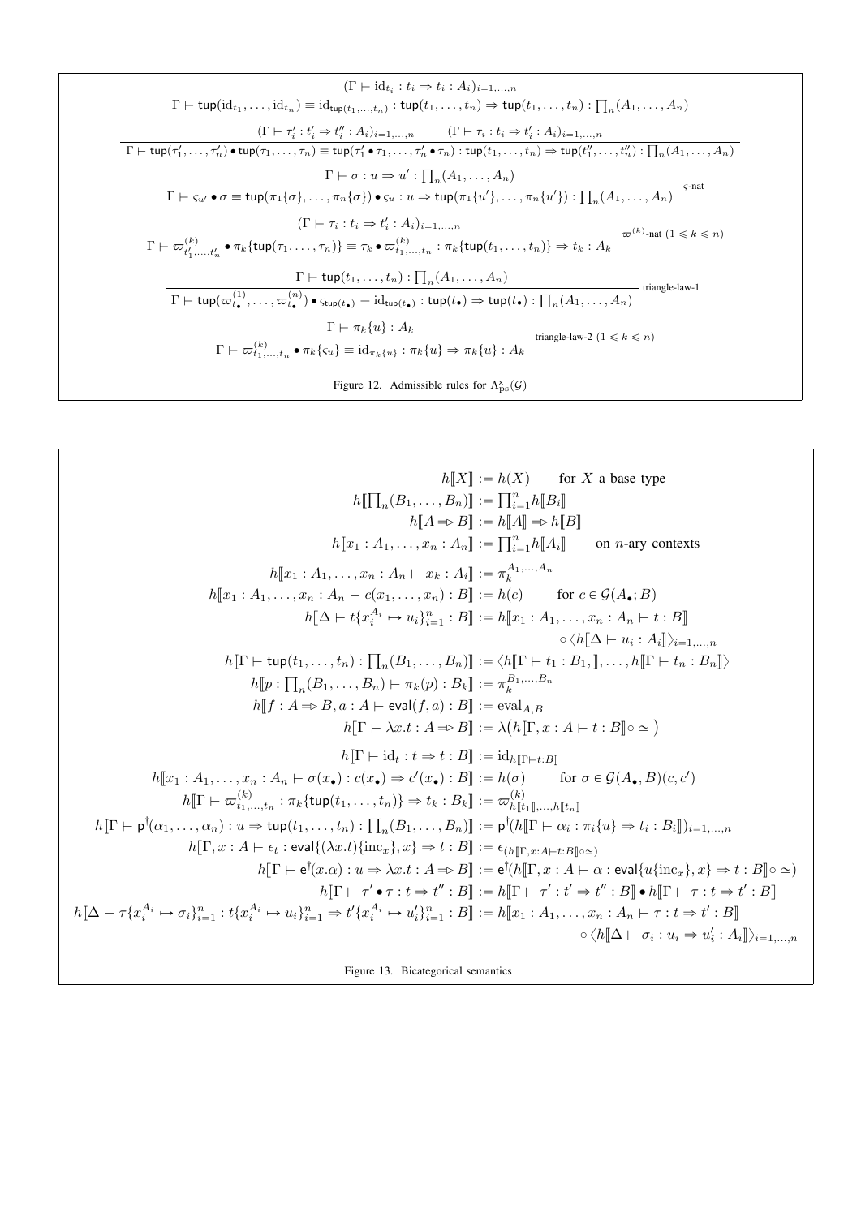$$\frac{(\Gamma \vdash \mathrm{id}_{t_i} : t_i \Rightarrow t_i : A_i)_{i=1,\dots,n}}{\Gamma \vdash \mathsf{tup}(\mathrm{id}_{t_1}, \dots, \mathrm{id}_{t_n}) \equiv \mathrm{id}_{\mathsf{tup}(t_1,\dots,t_n)} : \mathsf{tup}(t_1,\dots,t_n) \Rightarrow \mathsf{tup}(t_1,\dots,t_n) : \prod_n(A_1,\dots,A_n)}$$

$$\frac{(\Gamma \vdash \tau'_i : t'_i \Rightarrow t''_i : A_i)_{i=1,\dots,n} \qquad (\Gamma \vdash \tau_i : t_i \Rightarrow t'_i : A_i)_{i=1,\dots,n}}{\Gamma \vdash \mathsf{tup}(\tau'_1,\dots,\tau'_n) \bullet \mathsf{tup}(\tau_1,\dots,\tau_n) \equiv \mathsf{tup}(\tau'_1 \bullet \tau_1, \dots, \tau'_n \bullet \tau_n) : \mathsf{tup}(t_1,\dots,t_n) \Rightarrow \mathsf{tup}(t''_1,\dots,t''_n) : \prod_n(A_1,\dots,A_n)}$$

$$\frac{\Gamma \vdash \sigma : u \Rightarrow u' : \prod_n(A_1,\dots,A_n)}{\Gamma \vdash \varsigma_{u'} \bullet \sigma \equiv \mathsf{tup}(\pi_1\{\sigma\},\dots,\pi_n\{\sigma\}) \bullet \varsigma_u : u \Rightarrow \mathsf{tup}(\pi_1\{u'\},\dots,\pi_n\{u'\}) : \prod_n(A_1,\dots,A_n)} \ \varsigma\text{-nat}$$

$$\frac{(\Gamma \vdash \tau_i : t_i \Rightarrow t'_i : A_i)_{i=1,\dots,n}}{\Gamma \vdash \varpi^{(k)}_{t'_1,\dots,t'_n} \bullet \pi_k\{\mathsf{tup}(\tau_1,\dots,\tau_n)\} \equiv \tau_k \bullet \varpi^{(k)}_{t_1,\dots,t_n} : \pi_k\{\mathsf{tup}(t_1,\dots,t_n)\} \Rightarrow t_k : A_k} \ \varpi^{(k)}\text{-nat } (1 \leqslant k \leqslant n)$$

$$\frac{\Gamma \vdash \mathsf{tup}(t_1,\dots,t_n) : \prod_n(A_1,\dots,A_n)}{\Gamma \vdash \mathsf{tup}(\varpi^{(1)}_{t_\bullet},\dots,\varpi^{(n)}_{t_\bullet}) \bullet \varsigma_{\mathsf{tup}(t_\bullet)} \equiv \mathrm{id}_{\mathsf{tup}(t_\bullet)} : \mathsf{tup}(t_\bullet) \Rightarrow \mathsf{tup}(t_\bullet) : \prod_n(A_1,\dots,A_n)} \ \text{triangle-law-1}$$

$$\frac{\Gamma \vdash \pi_k\{u\} : A_k}{\Gamma \vdash \varpi^{(k)}_{t_1,\dots,t_n} \bullet \pi_k\{\varsigma_u\} \equiv \mathrm{id}_{\pi_k\{u\}} : \pi_k\{u\} \Rightarrow \pi_k\{u\} : A_k} \ \text{triangle-law-2 } (1 \leqslant k \leqslant n)$$

Figure 12. Admissible rules for $\Lambda^{\times}_{\mathrm{ps}}(\mathcal{G})$

$$
\begin{aligned}
h[\![X]\!] &:= h(X) \qquad \text{for } X \text{ a base type} \\
h[\![\textstyle\prod_n(B_1,\dots,B_n)]\!] &:= \textstyle\prod_{i=1}^n h[\![B_i]\!] \\
h[\![A \Rightarrow B]\!] &:= h[\![A]\!] \Rightarrow h[\![B]\!] \\
h[\![x_1 : A_1,\dots,x_n : A_n]\!] &:= \textstyle\prod_{i=1}^n h[\![A_i]\!] \qquad \text{on } n\text{-ary contexts} \\
h[\![x_1 : A_1,\dots,x_n : A_n \vdash x_k : A_i]\!] &:= \pi_k^{A_1,\dots,A_n} \\
h[\![x_1 : A_1,\dots,x_n : A_n \vdash c(x_1,\dots,x_n) : B]\!] &:= h(c) \qquad \text{for } c \in \mathcal{G}(A_\bullet; B) \\
h[\![\Delta \vdash t\{x_i^{A_i} \mapsto u_i\}_{i=1}^n : B]\!] &:= h[\![x_1 : A_1,\dots,x_n : A_n \vdash t : B]\!] \\
&\quad \circ \langle h[\![\Delta \vdash u_i : A_i]\!]\rangle_{i=1,\dots,n} \\
h[\![\Gamma \vdash \mathsf{tup}(t_1,\dots,t_n) : \textstyle\prod_n(B_1,\dots,B_n)]\!] &:= \langle h[\![\Gamma \vdash t_1 : B_1,]\!],\dots,h[\![\Gamma \vdash t_n : B_n]\!]\rangle \\
h[\![p : \textstyle\prod_n(B_1,\dots,B_n) \vdash \pi_k(p) : B_k]\!] &:= \pi_k^{B_1,\dots,B_n} \\
h[\![f : A \Rightarrow B, a : A \vdash \mathsf{eval}(f,a) : B]\!] &:= \mathrm{eval}_{A,B} \\
h[\![\Gamma \vdash \lambda x.t : A \Rightarrow B]\!] &:= \lambda\big(h[\![\Gamma, x : A \vdash t : B]\!] \circ \simeq\big) \\
h[\![\Gamma \vdash \mathrm{id}_t : t \Rightarrow t : B]\!] &:= \mathrm{id}_{h[\![\Gamma \vdash t : B]\!]} \\
h[\![x_1 : A_1,\dots,x_n : A_n \vdash \sigma(x_\bullet) : c(x_\bullet) \Rightarrow c'(x_\bullet) : B]\!] &:= h(\sigma) \qquad \text{for } \sigma \in \mathcal{G}(A_\bullet, B)(c,c') \\
h[\![\Gamma \vdash \varpi^{(k)}_{t_1,\dots,t_n} : \pi_k\{\mathsf{tup}(t_1,\dots,t_n)\} \Rightarrow t_k : B_k]\!] &:= \varpi^{(k)}_{h[\![t_1]\!],\dots,h[\![t_n]\!]} \\
h[\![\Gamma \vdash \mathsf{p}^\dagger(\alpha_1,\dots,\alpha_n) : u \Rightarrow \mathsf{tup}(t_1,\dots,t_n) : \textstyle\prod_n(B_1,\dots,B_n)]\!] &:= \mathsf{p}^\dagger(h[\![\Gamma \vdash \alpha_i : \pi_i\{u\} \Rightarrow t_i : B_i]\!])_{i=1,\dots,n} \\
h[\![\Gamma, x : A \vdash \epsilon_t : \mathsf{eval}\{(\lambda x.t)\{\mathrm{inc}_x\}, x\} \Rightarrow t : B]\!] &:= \epsilon_{(h[\![\Gamma, x:A \vdash t:B]\!] \circ \simeq)} \\
h[\![\Gamma \vdash \mathsf{e}^\dagger(x.\alpha) : u \Rightarrow \lambda x.t : A \Rightarrow B]\!] &:= \mathsf{e}^\dagger(h[\![\Gamma, x : A \vdash \alpha : \mathsf{eval}\{u\{\mathrm{inc}_x\}, x\} \Rightarrow t : B]\!] \circ \simeq) \\
h[\![\Gamma \vdash \tau' \bullet \tau : t \Rightarrow t'' : B]\!] &:= h[\![\Gamma \vdash \tau' : t' \Rightarrow t'' : B]\!] \bullet h[\![\Gamma \vdash \tau : t \Rightarrow t' : B]\!] \\
h[\![\Delta \vdash \tau\{x_i^{A_i} \mapsto \sigma_i\}_{i=1}^n : t\{x_i^{A_i} \mapsto u_i\}_{i=1}^n \Rightarrow t'\{x_i^{A_i} \mapsto u'_i\}_{i=1}^n : B]\!] &:= h[\![x_1 : A_1,\dots,x_n : A_n \vdash \tau : t \Rightarrow t' : B]\!] \\
&\quad \circ \langle h[\![\Delta \vdash \sigma_i : u_i \Rightarrow u'_i : A_i]\!]\rangle_{i=1,\dots,n}
\end{aligned}
$$

Figure 13. Bicategorical semantics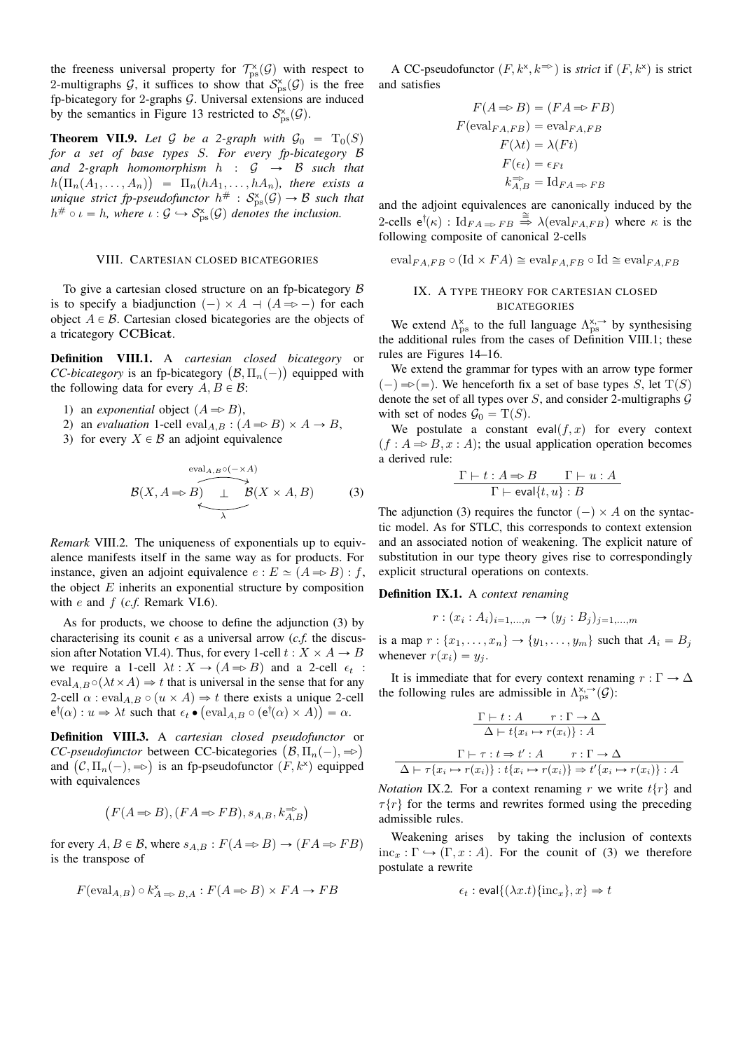the freeness universal property for $\mathcal{T}^{\times}_{\mathrm{ps}}(\mathcal{G})$ with respect to 2-multigraphs $\mathcal{G}$, it suffices to show that $\mathcal{S}^{\times}_{\mathrm{ps}}(\mathcal{G})$ is the free fp-bicategory for 2-graphs $\mathcal{G}$. Universal extensions are induced by the semantics in Figure 13 restricted to $\mathcal{S}^{\times}_{\mathrm{ps}}(\mathcal{G})$.

**Theorem VII.9.** *Let $\mathcal{G}$ be a 2-graph with $\mathcal{G}_0 = \mathrm{T}_0(S)$ for a set of base types $S$. For every fp-bicategory $\mathcal{B}$ and 2-graph homomorphism $h : \mathcal{G} \to \mathcal{B}$ such that $h\big(\Pi_n(A_1, \dots, A_n)\big) = \Pi_n(hA_1, \dots, hA_n)$, there exists a unique strict fp-pseudofunctor $h^{\#} : \mathcal{S}^{\times}_{\mathrm{ps}}(\mathcal{G}) \to \mathcal{B}$ such that $h^{\#} \circ \iota = h$, where $\iota : \mathcal{G} \hookrightarrow \mathcal{S}^{\times}_{\mathrm{ps}}(\mathcal{G})$ denotes the inclusion.*

## VIII. Cartesian closed bicategories

To give a cartesian closed structure on an fp-bicategory $\mathcal{B}$ is to specify a biadjunction $(-) \times A \dashv (A \Rightarrow -)$ for each object $A \in \mathcal{B}$. Cartesian closed bicategories are the objects of a tricategory **CCBicat**.

**Definition VIII.1.** A *cartesian closed bicategory* or *CC-bicategory* is an fp-bicategory $\big(\mathcal{B}, \Pi_n(-)\big)$ equipped with the following data for every $A, B \in \mathcal{B}$:

1) an *exponential* object $(A \Rightarrow B)$,
2) an *evaluation* 1-cell $\mathrm{eval}_{A,B} : (A \Rightarrow B) \times A \to B$,
3) for every $X \in \mathcal{B}$ an adjoint equivalence

$$\mathcal{B}(X, A \Rightarrow B) \underset{\lambda}{\overset{\mathrm{eval}_{A,B}\circ(-\times A)}{\rightleftarrows}} \mathcal{B}(X \times A, B) \qquad (3)$$

*Remark* VIII.2. The uniqueness of exponentials up to equivalence manifests itself in the same way as for products. For instance, given an adjoint equivalence $e : E \simeq (A \Rightarrow B) : f$, the object $E$ inherits an exponential structure by composition with $e$ and $f$ (*c.f.* Remark VI.6).

As for products, we choose to define the adjunction (3) by characterising its counit $\epsilon$ as a universal arrow (*c.f.* the discussion after Notation VI.4). Thus, for every 1-cell $t : X \times A \to B$ we require a 1-cell $\lambda t : X \to (A \Rightarrow B)$ and a 2-cell $\epsilon_t : \mathrm{eval}_{A,B} \circ (\lambda t \times A) \Rightarrow t$ that is universal in the sense that for any 2-cell $\alpha : \mathrm{eval}_{A,B} \circ (u \times A) \Rightarrow t$ there exists a unique 2-cell $\mathsf{e}^{\dagger}(\alpha) : u \Rightarrow \lambda t$ such that $\epsilon_t \bullet \big(\mathrm{eval}_{A,B} \circ (\mathsf{e}^{\dagger}(\alpha) \times A)\big) = \alpha$.

**Definition VIII.3.** A *cartesian closed pseudofunctor* or *CC-pseudofunctor* between CC-bicategories $\big(\mathcal{B}, \Pi_n(-), \Rightarrow\big)$ and $\big(\mathcal{C}, \Pi_n(-), \Rightarrow\big)$ is an fp-pseudofunctor $(F, k^{\times})$ equipped with equivalences

$$\big(F(A \Rightarrow B), (FA \Rightarrow FB), s_{A,B}, k^{\Rightarrow}_{A,B}\big)$$

for every $A, B \in \mathcal{B}$, where $s_{A,B} : F(A \Rightarrow B) \to (FA \Rightarrow FB)$ is the transpose of

$$F(\mathrm{eval}_{A,B}) \circ k^{\times}_{A \Rightarrow B, A} : F(A \Rightarrow B) \times FA \to FB$$

A CC-pseudofunctor $(F, k^{\times}, k^{\Rightarrow})$ is *strict* if $(F, k^{\times})$ is strict and satisfies

$$\begin{aligned}
F(A \Rightarrow B) &= (FA \Rightarrow FB)\\
F(\mathrm{eval}_{FA,FB}) &= \mathrm{eval}_{FA,FB}\\
F(\lambda t) &= \lambda(Ft)\\
F(\epsilon_t) &= \epsilon_{Ft}\\
k^{\Rightarrow}_{A,B} &= \mathrm{Id}_{FA \Rightarrow FB}
\end{aligned}$$

and the adjoint equivalences are canonically induced by the 2-cells $\mathsf{e}^{\dagger}(\kappa) : \mathrm{Id}_{FA \Rightarrow FB} \overset{\cong}{\Rightarrow} \lambda(\mathrm{eval}_{FA,FB})$ where $\kappa$ is the following composite of canonical 2-cells

$$\mathrm{eval}_{FA,FB} \circ (\mathrm{Id} \times FA) \cong \mathrm{eval}_{FA,FB} \circ \mathrm{Id} \cong \mathrm{eval}_{FA,FB}$$

## IX. A type theory for cartesian closed bicategories

We extend $\Lambda^{\times}_{\mathrm{ps}}$ to the full language $\Lambda^{\times,\to}_{\mathrm{ps}}$ by synthesising the additional rules from the cases of Definition VIII.1; these rules are Figures 14–16.

We extend the grammar for types with an arrow type former $(-) \Rightarrow (=)$. We henceforth fix a set of base types $S$, let $\mathrm{T}(S)$ denote the set of all types over $S$, and consider 2-multigraphs $\mathcal{G}$ with set of nodes $\mathcal{G}_0 = \mathrm{T}(S)$.

We postulate a constant $\mathsf{eval}(f, x)$ for every context $(f : A \Rightarrow B, x : A)$; the usual application operation becomes a derived rule:

$$\frac{\Gamma \vdash t : A \Rightarrow B \qquad \Gamma \vdash u : A}{\Gamma \vdash \mathsf{eval}\{t, u\} : B}$$

The adjunction (3) requires the functor $(-) \times A$ on the syntactic model. As for STLC, this corresponds to context extension and an associated notion of weakening. The explicit nature of substitution in our type theory gives rise to correspondingly explicit structural operations on contexts.

**Definition IX.1.** A *context renaming*

$$r : (x_i : A_i)_{i=1,\dots,n} \to (y_j : B_j)_{j=1,\dots,m}$$

is a map $r : \{x_1, \dots, x_n\} \to \{y_1, \dots, y_m\}$ such that $A_i = B_j$ whenever $r(x_i) = y_j$.

It is immediate that for every context renaming $r : \Gamma \to \Delta$ the following rules are admissible in $\Lambda^{\times,\to}_{\mathrm{ps}}(\mathcal{G})$:

$$\frac{\Gamma \vdash t : A \qquad r : \Gamma \to \Delta}{\Delta \vdash t\{x_i \mapsto r(x_i)\} : A}$$

$$\frac{\Gamma \vdash \tau : t \Rightarrow t' : A \qquad r : \Gamma \to \Delta}{\Delta \vdash \tau\{x_i \mapsto r(x_i)\} : t\{x_i \mapsto r(x_i)\} \Rightarrow t'\{x_i \mapsto r(x_i)\} : A}$$

*Notation* IX.2. For a context renaming $r$ we write $t\{r\}$ and $\tau\{r\}$ for the terms and rewrites formed using the preceding admissible rules.

Weakening arises by taking the inclusion of contexts $\mathrm{inc}_x : \Gamma \hookrightarrow (\Gamma, x : A)$. For the counit of (3) we therefore postulate a rewrite

$$\epsilon_t : \mathsf{eval}\{(\lambda x.t)\{\mathrm{inc}_x\}, x\} \Rightarrow t$$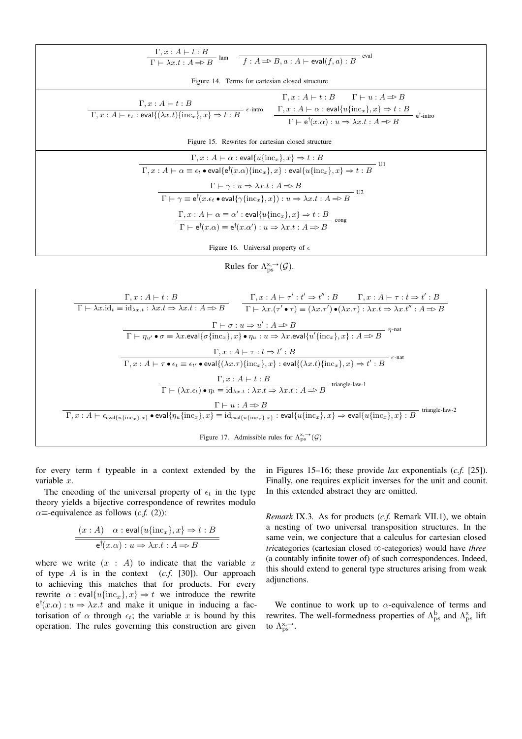$$\frac{\Gamma, x : A \vdash t : B}{\Gamma \vdash \lambda x.t : A \Rightarrow B}\ \text{lam} \qquad \frac{}{f : A \Rightarrow B, a : A \vdash \mathsf{eval}(f, a) : B}\ \text{eval}$$

Figure 14. Terms for cartesian closed structure

$$\frac{\Gamma, x : A \vdash t : B}{\Gamma, x : A \vdash \epsilon_t : \mathsf{eval}\{(\lambda x.t)\{\mathrm{inc}_x\}, x\} \Rightarrow t : B}\ \epsilon\text{-intro} \qquad \frac{\Gamma, x : A \vdash t : B \qquad \Gamma \vdash u : A \Rightarrow B \qquad \Gamma, x : A \vdash \alpha : \mathsf{eval}\{u\{\mathrm{inc}_x\}, x\} \Rightarrow t : B}{\Gamma \vdash \mathsf{e}^{\dagger}(x.\alpha) : u \Rightarrow \lambda x.t : A \Rightarrow B}\ \mathsf{e}^{\dagger}\text{-intro}$$

Figure 15. Rewrites for cartesian closed structure

$$\frac{\Gamma, x : A \vdash \alpha : \mathsf{eval}\{u\{\mathrm{inc}_x\}, x\} \Rightarrow t : B}{\Gamma, x : A \vdash \alpha \equiv \epsilon_t \bullet \mathsf{eval}\{\mathsf{e}^{\dagger}(x.\alpha)\{\mathrm{inc}_x\}, x\} : \mathsf{eval}\{u\{\mathrm{inc}_x\}, x\} \Rightarrow t : B}\ \text{U1}$$

$$\frac{\Gamma \vdash \gamma : u \Rightarrow \lambda x.t : A \Rightarrow B}{\Gamma \vdash \gamma \equiv \mathsf{e}^{\dagger}(x.\epsilon_t \bullet \mathsf{eval}\{\gamma\{\mathrm{inc}_x\}, x\}) : u \Rightarrow \lambda x.t : A \Rightarrow B}\ \text{U2}$$

$$\frac{\Gamma, x : A \vdash \alpha \equiv \alpha' : \mathsf{eval}\{u\{\mathrm{inc}_x\}, x\} \Rightarrow t : B}{\Gamma \vdash \mathsf{e}^{\dagger}(x.\alpha) \equiv \mathsf{e}^{\dagger}(x.\alpha') : u \Rightarrow \lambda x.t : A \Rightarrow B}\ \text{cong}$$

Figure 16. Universal property of $\epsilon$

Rules for $\Lambda^{\times,\to}_{\mathrm{ps}}(\mathcal{G})$.

$$\frac{\Gamma, x : A \vdash t : B}{\Gamma \vdash \lambda x.\mathrm{id}_t \equiv \mathrm{id}_{\lambda x.t} : \lambda x.t \Rightarrow \lambda x.t : A \Rightarrow B} \qquad \frac{\Gamma, x : A \vdash \tau' : t' \Rightarrow t'' : B \qquad \Gamma, x : A \vdash \tau : t \Rightarrow t' : B}{\Gamma \vdash \lambda x.(\tau' \bullet \tau) \equiv (\lambda x.\tau') \bullet (\lambda x.\tau) : \lambda x.t \Rightarrow \lambda x.t'' : A \Rightarrow B}$$

$$\frac{\Gamma \vdash \sigma : u \Rightarrow u' : A \Rightarrow B}{\Gamma \vdash \eta_{u'} \bullet \sigma \equiv \lambda x.\mathsf{eval}\{\sigma\{\mathrm{inc}_x\}, x\} \bullet \eta_u : u \Rightarrow \lambda x.\mathsf{eval}\{u'\{\mathrm{inc}_x\}, x\} : A \Rightarrow B}\ \eta\text{-nat}$$

$$\frac{\Gamma, x : A \vdash \tau : t \Rightarrow t' : B}{\Gamma, x : A \vdash \tau \bullet \epsilon_t \equiv \epsilon_{t'} \bullet \mathsf{eval}\{(\lambda x.\tau)\{\mathrm{inc}_x\}, x\} : \mathsf{eval}\{(\lambda x.t)\{\mathrm{inc}_x\}, x\} \Rightarrow t' : B}\ \epsilon\text{-nat}$$

$$\frac{\Gamma, x : A \vdash t : B}{\Gamma \vdash (\lambda x.\epsilon_t) \bullet \eta_t \equiv \mathrm{id}_{\lambda x.t} : \lambda x.t \Rightarrow \lambda x.t : A \Rightarrow B}\ \text{triangle-law-1}$$

$$\frac{\Gamma \vdash u : A \Rightarrow B}{\Gamma, x : A \vdash \epsilon_{\mathsf{eval}\{u\{\mathrm{inc}_x\}, x\}} \bullet \mathsf{eval}\{\eta_u\{\mathrm{inc}_x\}, x\} \equiv \mathrm{id}_{\mathsf{eval}\{u\{\mathrm{inc}_x\}, x\}} : \mathsf{eval}\{u\{\mathrm{inc}_x\}, x\} \Rightarrow \mathsf{eval}\{u\{\mathrm{inc}_x\}, x\} : B}\ \text{triangle-law-2}$$

Figure 17. Admissible rules for $\Lambda^{\times,\to}_{\mathrm{ps}}(\mathcal{G})$

for every term $t$ typeable in a context extended by the variable $x$.

The encoding of the universal property of $\epsilon_t$ in the type theory yields a bijective correspondence of rewrites modulo $\alpha\equiv$-equivalence as follows (*c.f.* (2)):

$$\frac{(x : A) \quad \alpha : \mathsf{eval}\{u\{\mathrm{inc}_x\}, x\} \Rightarrow t : B}{\mathsf{e}^{\dagger}(x.\alpha) : u \Rightarrow \lambda x.t : A \Rightarrow B}$$

where we write $(x : A)$ to indicate that the variable $x$ of type $A$ is in the context (*c.f.* [30]). Our approach to achieving this matches that for products. For every rewrite $\alpha : \mathsf{eval}\{u\{\mathrm{inc}_x\}, x\} \Rightarrow t$ we introduce the rewrite $\mathsf{e}^{\dagger}(x.\alpha) : u \Rightarrow \lambda x.t$ and make it unique in inducing a factorisation of $\alpha$ through $\epsilon_t$; the variable $x$ is bound by this operation. The rules governing this construction are given in Figures 15–16; these provide *lax* exponentials (*c.f.* [25]). Finally, one requires explicit inverses for the unit and counit. In this extended abstract they are omitted.

*Remark* IX.3*.* As for products (*c.f.* Remark VII.1), we obtain a nesting of two universal transposition structures. In the same vein, we conjecture that a calculus for cartesian closed *tri*categories (cartesian closed $\infty$-categories) would have *three* (a countably infinite tower of) of such correspondences. Indeed, this should extend to general type structures arising from weak adjunctions.

We continue to work up to $\alpha$-equivalence of terms and rewrites. The well-formedness properties of $\Lambda^{\mathrm{b}}_{\mathrm{ps}}$ and $\Lambda^{\times}_{\mathrm{ps}}$ lift to $\Lambda^{\times,\to}_{\mathrm{ps}}$.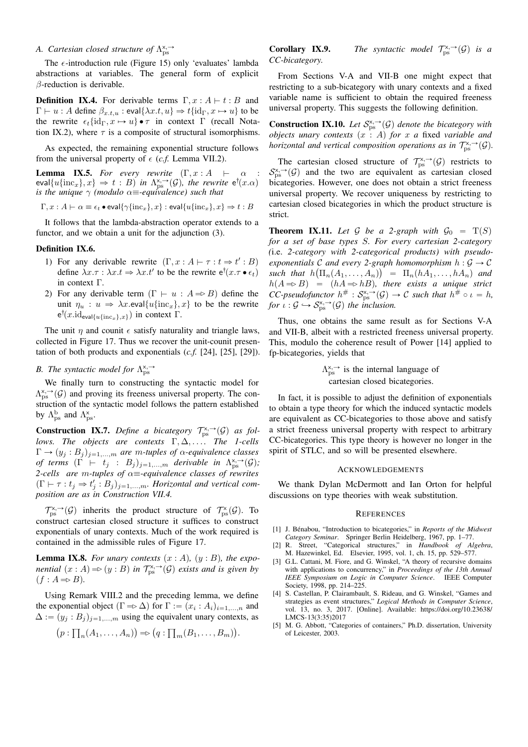### A. Cartesian closed structure of $\Lambda_{\mathrm{ps}}^{\times,\rightarrow}$

The $\epsilon$-introduction rule (Figure 15) only 'evaluates' lambda abstractions at variables. The general form of explicit $\beta$-reduction is derivable.

**Definition IX.4.** For derivable terms $\Gamma, x : A \vdash t : B$ and $\Gamma \vdash u : A$ define $\beta_{x.t,u} : \mathsf{eval}\{\lambda x.t, u\} \Rightarrow t\{\mathrm{id}_\Gamma, x \mapsto u\}$ to be the rewrite $\epsilon_t\{\mathrm{id}_\Gamma, x \mapsto u\} \bullet \tau$ in context $\Gamma$ (recall Notation IX.2), where $\tau$ is a composite of structural isomorphisms.

As expected, the remaining exponential structure follows from the universal property of $\epsilon$ (*c.f.* Lemma VII.2).

**Lemma IX.5.** *For every rewrite* $(\Gamma, x : A \vdash \alpha : \mathsf{eval}\{u\{\mathrm{inc}_x\}, x\} \Rightarrow t : B)$ *in* $\Lambda_{\mathrm{ps}}^{\times,\rightarrow}(\mathcal{G})$*, the rewrite* $\mathsf{e}^\dagger(x.\alpha)$ *is the unique* $\gamma$ *(modulo* $\alpha\equiv$*-equivalence) such that*

$$\Gamma, x : A \vdash \alpha \equiv \epsilon_t \bullet \mathsf{eval}\{\gamma\{\mathrm{inc}_x\}, x\} : \mathsf{eval}\{u\{\mathrm{inc}_x\}, x\} \Rightarrow t : B$$

It follows that the lambda-abstraction operator extends to a functor, and we obtain a unit for the adjunction (3).

**Definition IX.6.**

1) For any derivable rewrite $(\Gamma, x : A \vdash \tau : t \Rightarrow t' : B)$ define $\lambda x.\tau : \lambda x.t \Rightarrow \lambda x.t'$ to be the rewrite $\mathsf{e}^\dagger(x.\tau \bullet \epsilon_t)$ in context $\Gamma$.
2) For any derivable term $(\Gamma \vdash u : A \Rightarrow B)$ define the unit $\eta_u : u \Rightarrow \lambda x.\mathsf{eval}\{u\{\mathrm{inc}_x\}, x\}$ to be the rewrite $\mathsf{e}^\dagger(x.\mathrm{id}_{\mathsf{eval}\{u\{\mathrm{inc}_x\},x\}})$ in context $\Gamma$.

The unit $\eta$ and counit $\epsilon$ satisfy naturality and triangle laws, collected in Figure 17. Thus we recover the unit-counit presentation of both products and exponentials (*c.f.* [24], [25], [29]).

### B. The syntactic model for $\Lambda_{\mathrm{ps}}^{\times,\rightarrow}$

We finally turn to constructing the syntactic model for $\Lambda_{\mathrm{ps}}^{\times,\rightarrow}(\mathcal{G})$ and proving its freeness universal property. The construction of the syntactic model follows the pattern established by $\Lambda_{\mathrm{ps}}^{\mathrm{b}}$ and $\Lambda_{\mathrm{ps}}^{\times}$.

**Construction IX.7.** *Define a bicategory* $\mathcal{T}_{\mathrm{ps}}^{\times,\rightarrow}(\mathcal{G})$ *as follows. The objects are contexts* $\Gamma, \Delta, \ldots$ *. The 1-cells* $\Gamma \to (y_j : B_j)_{j=1,\ldots,m}$ *are* $m$*-tuples of* $\alpha$*-equivalence classes of terms* $(\Gamma \vdash t_j : B_j)_{j=1,\ldots,m}$ *derivable in* $\Lambda_{\mathrm{ps}}^{\times,\rightarrow}(\mathcal{G})$*; 2-cells are* $m$*-tuples of* $\alpha\equiv$*-equivalence classes of rewrites* $(\Gamma \vdash \tau : t_j \Rightarrow t'_j : B_j)_{j=1,\ldots,m}$*. Horizontal and vertical composition are as in Construction VII.4.*

$\mathcal{T}_{\mathrm{ps}}^{\times,\rightarrow}(\mathcal{G})$ inherits the product structure of $\mathcal{T}_{\mathrm{ps}}^{\times}(\mathcal{G})$. To construct cartesian closed structure it suffices to construct exponentials of unary contexts. Much of the work required is contained in the admissible rules of Figure 17.

**Lemma IX.8.** *For unary contexts* $(x : A)$*,* $(y : B)$*, the exponential* $(x : A) \Rightarrow (y : B)$ *in* $\mathcal{T}_{\mathrm{ps}}^{\times,\rightarrow}(\mathcal{G})$ *exists and is given by* $(f : A \Rightarrow B)$*.*

Using Remark VIII.2 and the preceding lemma, we define the exponential object $(\Gamma \Rightarrow \Delta)$ for $\Gamma := (x_i : A_i)_{i=1,\ldots,n}$ and $\Delta := (y_j : B_j)_{j=1,\ldots,m}$ using the equivalent unary contexts, as

$$\big(p : \textstyle\prod_n(A_1, \ldots, A_n)\big) \Rightarrow \big(q : \textstyle\prod_m(B_1, \ldots, B_m)\big).$$

**Corollary IX.9.** *The syntactic model* $\mathcal{T}_{\mathrm{ps}}^{\times,\rightarrow}(\mathcal{G})$ *is a CC-bicategory.*

From Sections V-A and VII-B one might expect that restricting to a sub-bicategory with unary contexts and a fixed variable name is sufficient to obtain the required freeness universal property. This suggests the following definition.

**Construction IX.10.** *Let* $\mathcal{S}_{\mathrm{ps}}^{\times,\rightarrow}(\mathcal{G})$ *denote the bicategory with objects unary contexts* $(x : A)$ *for* $x$ *a* fixed *variable and horizontal and vertical composition operations as in* $\mathcal{T}_{\mathrm{ps}}^{\times,\rightarrow}(\mathcal{G})$*.*

The cartesian closed structure of $\mathcal{T}_{\mathrm{ps}}^{\times,\rightarrow}(\mathcal{G})$ restricts to $\mathcal{S}_{\mathrm{ps}}^{\times,\rightarrow}(\mathcal{G})$ and the two are equivalent as cartesian closed bicategories. However, one does not obtain a strict freeness universal property. We recover uniqueness by restricting to cartesian closed bicategories in which the product structure is strict.

**Theorem IX.11.** *Let* $\mathcal{G}$ *be a 2-graph with* $\mathcal{G}_0 = \mathrm{T}(S)$ *for a set of base types* $S$*. For every cartesian 2-category (*i.e. *2-category with 2-categorical products) with pseudo-exponentials* $\mathcal{C}$ *and every 2-graph homomorphism* $h : \mathcal{G} \to \mathcal{C}$ *such that* $h\big(\Pi_n(A_1, \ldots, A_n)\big) = \Pi_n(hA_1, \ldots, hA_n)$ *and* $h(A \Rightarrow B) = (hA \Rightarrow hB)$*, there exists a unique strict CC-pseudofunctor* $h^\# : \mathcal{S}_{\mathrm{ps}}^{\times,\rightarrow}(\mathcal{G}) \to \mathcal{C}$ *such that* $h^\# \circ \iota = h$*, for* $\iota : \mathcal{G} \hookrightarrow \mathcal{S}_{\mathrm{ps}}^{\times,\rightarrow}(\mathcal{G})$ *the inclusion.*

Thus, one obtains the same result as for Sections V-A and VII-B, albeit with a restricted freeness universal property. This, modulo the coherence result of Power [14] applied to fp-bicategories, yields that

$\Lambda_{\mathrm{ps}}^{\times,\rightarrow}$ is the internal language of cartesian closed bicategories.

In fact, it is possible to adjust the definition of exponentials to obtain a type theory for which the induced syntactic models are equivalent as CC-bicategories to those above and satisfy a strict freeness universal property with respect to arbitrary CC-bicategories. This type theory is however no longer in the spirit of STLC, and so will be presented elsewhere.

## Acknowledgements

We thank Dylan McDermott and Ian Orton for helpful discussions on type theories with weak substitution.

## References

[1] J. Bénabou, "Introduction to bicategories," in *Reports of the Midwest Category Seminar*. Springer Berlin Heidelberg, 1967, pp. 1–77.

[2] R. Street, "Categorical structures," in *Handbook of Algebra*, M. Hazewinkel, Ed. Elsevier, 1995, vol. 1, ch. 15, pp. 529–577.

[3] G.L. Cattani, M. Fiore, and G. Winskel, "A theory of recursive domains with applications to concurrency," in *Proceedings of the 13th Annual IEEE Symposium on Logic in Computer Science*. IEEE Computer Society, 1998, pp. 214–225.

[4] S. Castellan, P. Clairambault, S. Rideau, and G. Winskel, "Games and strategies as event structures," *Logical Methods in Computer Science*, vol. 13, no. 3, 2017. [Online]. Available: https://doi.org/10.23638/LMCS-13(3:35)2017

[5] M. G. Abbott, "Categories of containers," Ph.D. dissertation, University of Leicester, 2003.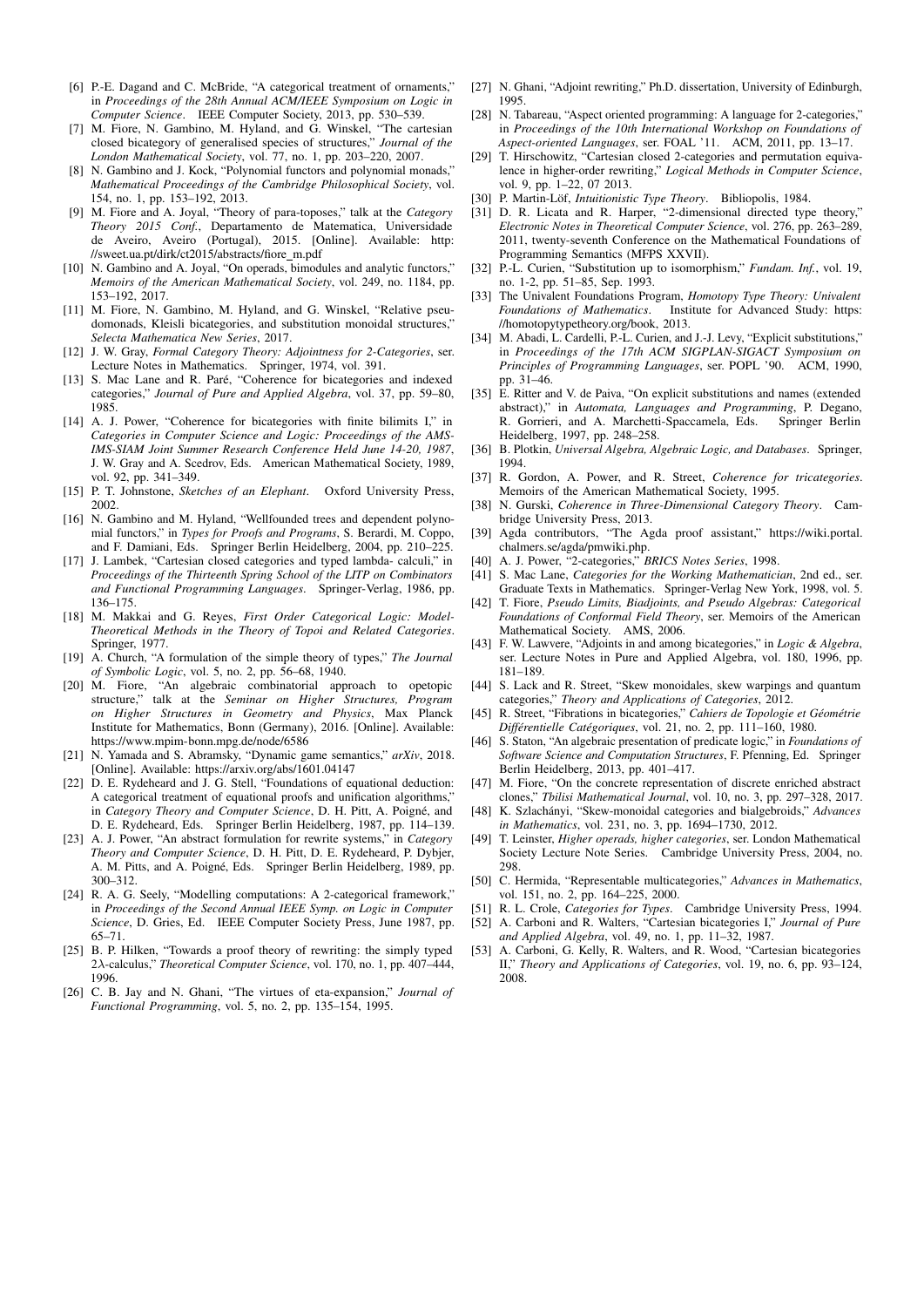[6] P.-E. Dagand and C. McBride, "A categorical treatment of ornaments," in *Proceedings of the 28th Annual ACM/IEEE Symposium on Logic in Computer Science*. IEEE Computer Society, 2013, pp. 530–539.

[7] M. Fiore, N. Gambino, M. Hyland, and G. Winskel, "The cartesian closed bicategory of generalised species of structures," *Journal of the London Mathematical Society*, vol. 77, no. 1, pp. 203–220, 2007.

[8] N. Gambino and J. Kock, "Polynomial functors and polynomial monads," *Mathematical Proceedings of the Cambridge Philosophical Society*, vol. 154, no. 1, pp. 153–192, 2013.

[9] M. Fiore and A. Joyal, "Theory of para-toposes," talk at the *Category Theory 2015 Conf.*, Departamento de Matematica, Universidade de Aveiro, Aveiro (Portugal), 2015. [Online]. Available: http://sweet.ua.pt/dirk/ct2015/abstracts/fiore_m.pdf

[10] N. Gambino and A. Joyal, "On operads, bimodules and analytic functors," *Memoirs of the American Mathematical Society*, vol. 249, no. 1184, pp. 153–192, 2017.

[11] M. Fiore, N. Gambino, M. Hyland, and G. Winskel, "Relative pseudomonads, Kleisli bicategories, and substitution monoidal structures," *Selecta Mathematica New Series*, 2017.

[12] J. W. Gray, *Formal Category Theory: Adjointness for 2-Categories*, ser. Lecture Notes in Mathematics. Springer, 1974, vol. 391.

[13] S. Mac Lane and R. Paré, "Coherence for bicategories and indexed categories," *Journal of Pure and Applied Algebra*, vol. 37, pp. 59–80, 1985.

[14] A. J. Power, "Coherence for bicategories with finite bilimits I," in *Categories in Computer Science and Logic: Proceedings of the AMS-IMS-SIAM Joint Summer Research Conference Held June 14-20, 1987*, J. W. Gray and A. Scedrov, Eds. American Mathematical Society, 1989, vol. 92, pp. 341–349.

[15] P. T. Johnstone, *Sketches of an Elephant*. Oxford University Press, 2002.

[16] N. Gambino and M. Hyland, "Wellfounded trees and dependent polynomial functors," in *Types for Proofs and Programs*, S. Berardi, M. Coppo, and F. Damiani, Eds. Springer Berlin Heidelberg, 2004, pp. 210–225.

[17] J. Lambek, "Cartesian closed categories and typed lambda- calculi," in *Proceedings of the Thirteenth Spring School of the LITP on Combinators and Functional Programming Languages*. Springer-Verlag, 1986, pp. 136–175.

[18] M. Makkai and G. Reyes, *First Order Categorical Logic: Model-Theoretical Methods in the Theory of Topoi and Related Categories*. Springer, 1977.

[19] A. Church, "A formulation of the simple theory of types," *The Journal of Symbolic Logic*, vol. 5, no. 2, pp. 56–68, 1940.

[20] M. Fiore, "An algebraic combinatorial approach to opetopic structure," talk at the *Seminar on Higher Structures, Program on Higher Structures in Geometry and Physics*, Max Planck Institute for Mathematics, Bonn (Germany), 2016. [Online]. Available: https://www.mpim-bonn.mpg.de/node/6586

[21] N. Yamada and S. Abramsky, "Dynamic game semantics," *arXiv*, 2018. [Online]. Available: https://arxiv.org/abs/1601.04147

[22] D. E. Rydeheard and J. G. Stell, "Foundations of equational deduction: A categorical treatment of equational proofs and unification algorithms," in *Category Theory and Computer Science*, D. H. Pitt, A. Poigné, and D. E. Rydeheard, Eds. Springer Berlin Heidelberg, 1987, pp. 114–139.

[23] A. J. Power, "An abstract formulation for rewrite systems," in *Category Theory and Computer Science*, D. H. Pitt, D. E. Rydeheard, P. Dybjer, A. M. Pitts, and A. Poigné, Eds. Springer Berlin Heidelberg, 1989, pp. 300–312.

[24] R. A. G. Seely, "Modelling computations: A 2-categorical framework," in *Proceedings of the Second Annual IEEE Symp. on Logic in Computer Science*, D. Gries, Ed. IEEE Computer Society Press, June 1987, pp. 65–71.

[25] B. P. Hilken, "Towards a proof theory of rewriting: the simply typed $2\lambda$-calculus," *Theoretical Computer Science*, vol. 170, no. 1, pp. 407–444, 1996.

[26] C. B. Jay and N. Ghani, "The virtues of eta-expansion," *Journal of Functional Programming*, vol. 5, no. 2, pp. 135–154, 1995.

[27] N. Ghani, "Adjoint rewriting," Ph.D. dissertation, University of Edinburgh, 1995.

[28] N. Tabareau, "Aspect oriented programming: A language for 2-categories," in *Proceedings of the 10th International Workshop on Foundations of Aspect-oriented Languages*, ser. FOAL '11. ACM, 2011, pp. 13–17.

[29] T. Hirschowitz, "Cartesian closed 2-categories and permutation equivalence in higher-order rewriting," *Logical Methods in Computer Science*, vol. 9, pp. 1–22, 07 2013.

[30] P. Martin-Löf, *Intuitionistic Type Theory*. Bibliopolis, 1984.

[31] D. R. Licata and R. Harper, "2-dimensional directed type theory," *Electronic Notes in Theoretical Computer Science*, vol. 276, pp. 263–289, 2011, twenty-seventh Conference on the Mathematical Foundations of Programming Semantics (MFPS XXVII).

[32] P.-L. Curien, "Substitution up to isomorphism," *Fundam. Inf.*, vol. 19, no. 1-2, pp. 51–85, Sep. 1993.

[33] The Univalent Foundations Program, *Homotopy Type Theory: Univalent Foundations of Mathematics*. Institute for Advanced Study: https://homotopytypetheory.org/book, 2013.

[34] M. Abadi, L. Cardelli, P.-L. Curien, and J.-J. Levy, "Explicit substitutions," in *Proceedings of the 17th ACM SIGPLAN-SIGACT Symposium on Principles of Programming Languages*, ser. POPL '90. ACM, 1990, pp. 31–46.

[35] E. Ritter and V. de Paiva, "On explicit substitutions and names (extended abstract)," in *Automata, Languages and Programming*, P. Degano, R. Gorrieri, and A. Marchetti-Spaccamela, Eds. Springer Berlin Heidelberg, 1997, pp. 248–258.

[36] B. Plotkin, *Universal Algebra, Algebraic Logic, and Databases*. Springer, 1994.

[37] R. Gordon, A. Power, and R. Street, *Coherence for tricategories*. Memoirs of the American Mathematical Society, 1995.

[38] N. Gurski, *Coherence in Three-Dimensional Category Theory*. Cambridge University Press, 2013.

[39] Agda contributors, "The Agda proof assistant," https://wiki.portal.chalmers.se/agda/pmwiki.php.

[40] A. J. Power, "2-categories," *BRICS Notes Series*, 1998.

[41] S. Mac Lane, *Categories for the Working Mathematician*, 2nd ed., ser. Graduate Texts in Mathematics. Springer-Verlag New York, 1998, vol. 5.

[42] T. Fiore, *Pseudo Limits, Biadjoints, and Pseudo Algebras: Categorical Foundations of Conformal Field Theory*, ser. Memoirs of the American Mathematical Society. AMS, 2006.

[43] F. W. Lawvere, "Adjoints in and among bicategories," in *Logic & Algebra*, ser. Lecture Notes in Pure and Applied Algebra, vol. 180, 1996, pp. 181–189.

[44] S. Lack and R. Street, "Skew monoidales, skew warpings and quantum categories," *Theory and Applications of Categories*, 2012.

[45] R. Street, "Fibrations in bicategories," *Cahiers de Topologie et Géométrie Différentielle Catégoriques*, vol. 21, no. 2, pp. 111–160, 1980.

[46] S. Staton, "An algebraic presentation of predicate logic," in *Foundations of Software Science and Computation Structures*, F. Pfenning, Ed. Springer Berlin Heidelberg, 2013, pp. 401–417.

[47] M. Fiore, "On the concrete representation of discrete enriched abstract clones," *Tbilisi Mathematical Journal*, vol. 10, no. 3, pp. 297–328, 2017.

[48] K. Szlachányi, "Skew-monoidal categories and bialgebroids," *Advances in Mathematics*, vol. 231, no. 3, pp. 1694–1730, 2012.

[49] T. Leinster, *Higher operads, higher categories*, ser. London Mathematical Society Lecture Note Series. Cambridge University Press, 2004, no. 298.

[50] C. Hermida, "Representable multicategories," *Advances in Mathematics*, vol. 151, no. 2, pp. 164–225, 2000.

[51] R. L. Crole, *Categories for Types*. Cambridge University Press, 1994.

[52] A. Carboni and R. Walters, "Cartesian bicategories I," *Journal of Pure and Applied Algebra*, vol. 49, no. 1, pp. 11–32, 1987.

[53] A. Carboni, G. Kelly, R. Walters, and R. Wood, "Cartesian bicategories II," *Theory and Applications of Categories*, vol. 19, no. 6, pp. 93–124, 2008.